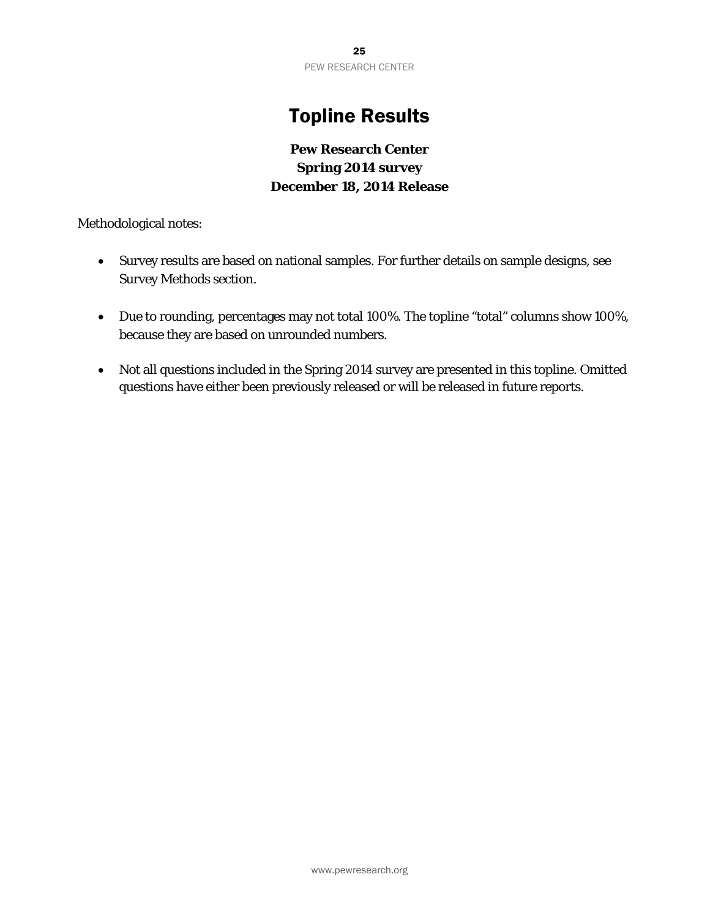# Topline Results

**Pew Research Center**
**Spring 2014 survey**
**December 18, 2014 Release**

Methodological notes:

- Survey results are based on national samples. For further details on sample designs, see Survey Methods section.

- Due to rounding, percentages may not total 100%. The topline "total" columns show 100%, because they are based on unrounded numbers.

- Not all questions included in the Spring 2014 survey are presented in this topline. Omitted questions have either been previously released or will be released in future reports.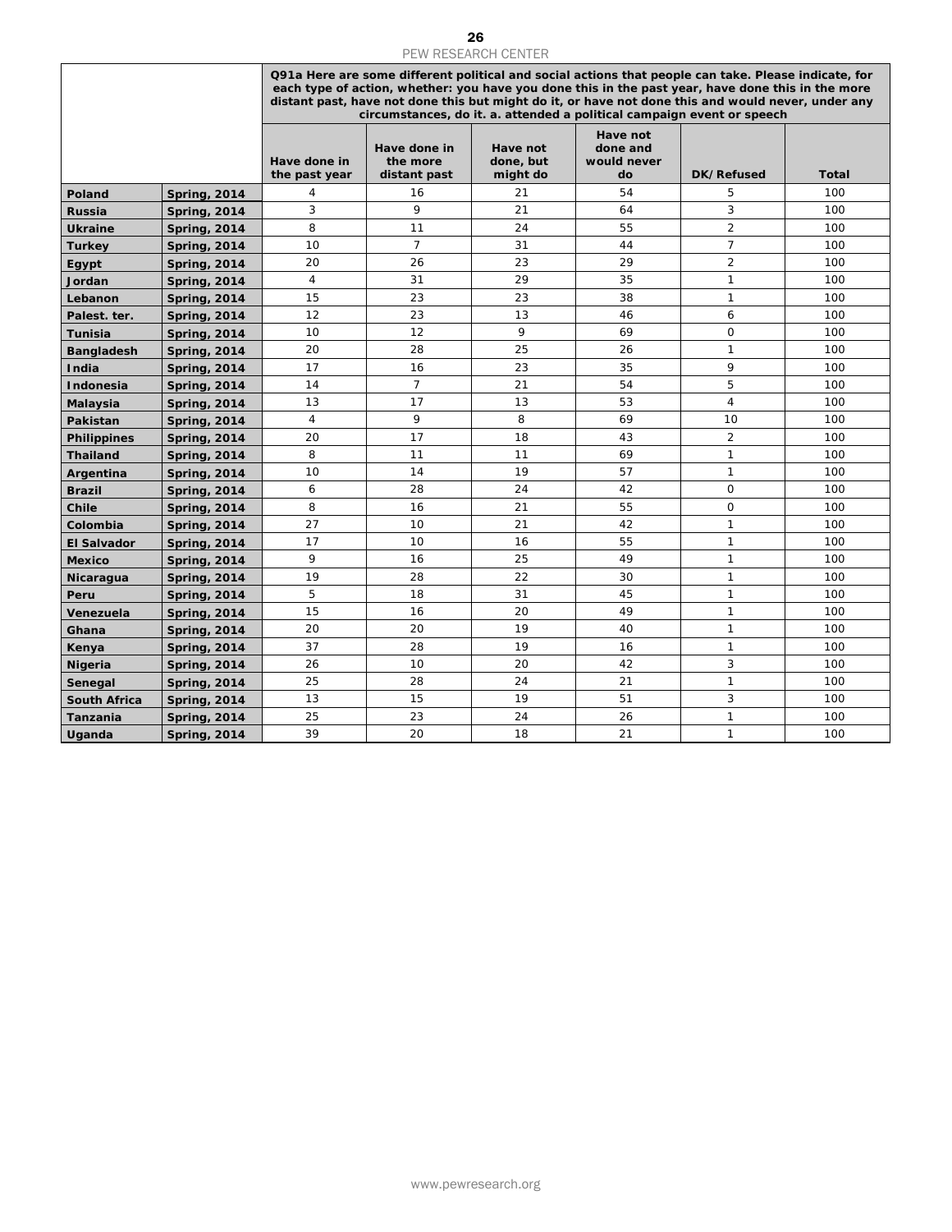| | | Q91a Here are some different political and social actions that people can take. Please indicate, for each type of action, whether: you have you done this in the past year, have done this in the more distant past, have not done this but might do it, or have not done this and would never, under any circumstances, do it. a. attended a political campaign event or speech | | | | | |
|---|---|---|---|---|---|---|---|
| | | Have done in the past year | Have done in the more distant past | Have not done, but might do | Have not done and would never do | DK/Refused | Total |
| **Poland** | **Spring, 2014** | 4 | 16 | 21 | 54 | 5 | 100 |
| **Russia** | **Spring, 2014** | 3 | 9 | 21 | 64 | 3 | 100 |
| **Ukraine** | **Spring, 2014** | 8 | 11 | 24 | 55 | 2 | 100 |
| **Turkey** | **Spring, 2014** | 10 | 7 | 31 | 44 | 7 | 100 |
| **Egypt** | **Spring, 2014** | 20 | 26 | 23 | 29 | 2 | 100 |
| **Jordan** | **Spring, 2014** | 4 | 31 | 29 | 35 | 1 | 100 |
| **Lebanon** | **Spring, 2014** | 15 | 23 | 23 | 38 | 1 | 100 |
| **Palest. ter.** | **Spring, 2014** | 12 | 23 | 13 | 46 | 6 | 100 |
| **Tunisia** | **Spring, 2014** | 10 | 12 | 9 | 69 | 0 | 100 |
| **Bangladesh** | **Spring, 2014** | 20 | 28 | 25 | 26 | 1 | 100 |
| **India** | **Spring, 2014** | 17 | 16 | 23 | 35 | 9 | 100 |
| **Indonesia** | **Spring, 2014** | 14 | 7 | 21 | 54 | 5 | 100 |
| **Malaysia** | **Spring, 2014** | 13 | 17 | 13 | 53 | 4 | 100 |
| **Pakistan** | **Spring, 2014** | 4 | 9 | 8 | 69 | 10 | 100 |
| **Philippines** | **Spring, 2014** | 20 | 17 | 18 | 43 | 2 | 100 |
| **Thailand** | **Spring, 2014** | 8 | 11 | 11 | 69 | 1 | 100 |
| **Argentina** | **Spring, 2014** | 10 | 14 | 19 | 57 | 1 | 100 |
| **Brazil** | **Spring, 2014** | 6 | 28 | 24 | 42 | 0 | 100 |
| **Chile** | **Spring, 2014** | 8 | 16 | 21 | 55 | 0 | 100 |
| **Colombia** | **Spring, 2014** | 27 | 10 | 21 | 42 | 1 | 100 |
| **El Salvador** | **Spring, 2014** | 17 | 10 | 16 | 55 | 1 | 100 |
| **Mexico** | **Spring, 2014** | 9 | 16 | 25 | 49 | 1 | 100 |
| **Nicaragua** | **Spring, 2014** | 19 | 28 | 22 | 30 | 1 | 100 |
| **Peru** | **Spring, 2014** | 5 | 18 | 31 | 45 | 1 | 100 |
| **Venezuela** | **Spring, 2014** | 15 | 16 | 20 | 49 | 1 | 100 |
| **Ghana** | **Spring, 2014** | 20 | 20 | 19 | 40 | 1 | 100 |
| **Kenya** | **Spring, 2014** | 37 | 28 | 19 | 16 | 1 | 100 |
| **Nigeria** | **Spring, 2014** | 26 | 10 | 20 | 42 | 3 | 100 |
| **Senegal** | **Spring, 2014** | 25 | 28 | 24 | 21 | 1 | 100 |
| **South Africa** | **Spring, 2014** | 13 | 15 | 19 | 51 | 3 | 100 |
| **Tanzania** | **Spring, 2014** | 25 | 23 | 24 | 26 | 1 | 100 |
| **Uganda** | **Spring, 2014** | 39 | 20 | 18 | 21 | 1 | 100 |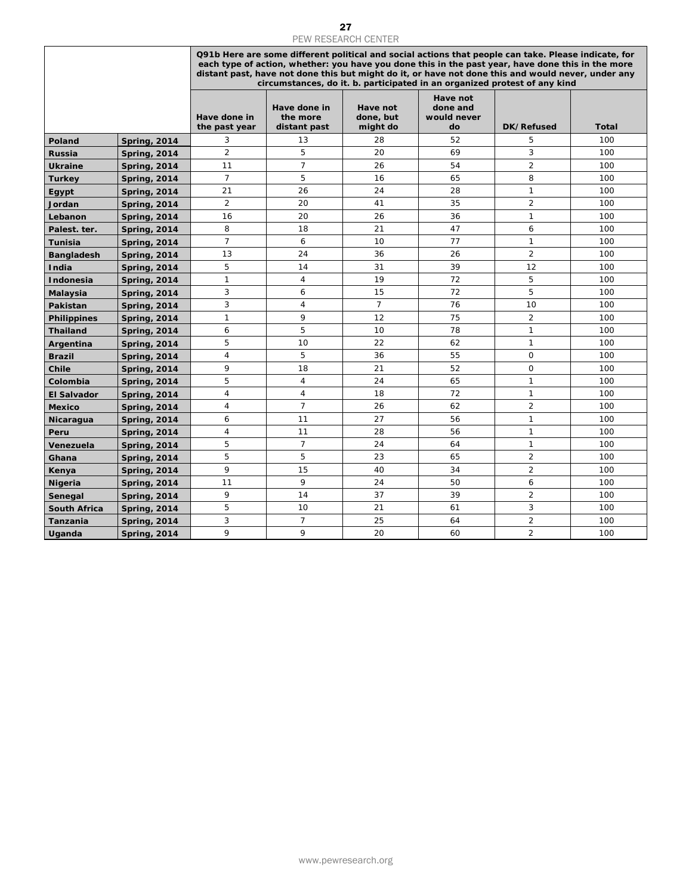| | | Q91b Here are some different political and social actions that people can take. Please indicate, for each type of action, whether: you have you done this in the past year, have done this in the more distant past, have not done this but might do it, or have not done this and would never, under any circumstances, do it. b. participated in an organized protest of any kind | | | | | |
|---|---|---|---|---|---|---|---|
| | | Have done in the past year | Have done in the more distant past | Have not done, but might do | Have not done and would never do | DK/Refused | Total |
| Poland | Spring, 2014 | 3 | 13 | 28 | 52 | 5 | 100 |
| Russia | Spring, 2014 | 2 | 5 | 20 | 69 | 3 | 100 |
| Ukraine | Spring, 2014 | 11 | 7 | 26 | 54 | 2 | 100 |
| Turkey | Spring, 2014 | 7 | 5 | 16 | 65 | 8 | 100 |
| Egypt | Spring, 2014 | 21 | 26 | 24 | 28 | 1 | 100 |
| Jordan | Spring, 2014 | 2 | 20 | 41 | 35 | 2 | 100 |
| Lebanon | Spring, 2014 | 16 | 20 | 26 | 36 | 1 | 100 |
| Palest. ter. | Spring, 2014 | 8 | 18 | 21 | 47 | 6 | 100 |
| Tunisia | Spring, 2014 | 7 | 6 | 10 | 77 | 1 | 100 |
| Bangladesh | Spring, 2014 | 13 | 24 | 36 | 26 | 2 | 100 |
| India | Spring, 2014 | 5 | 14 | 31 | 39 | 12 | 100 |
| Indonesia | Spring, 2014 | 1 | 4 | 19 | 72 | 5 | 100 |
| Malaysia | Spring, 2014 | 3 | 6 | 15 | 72 | 5 | 100 |
| Pakistan | Spring, 2014 | 3 | 4 | 7 | 76 | 10 | 100 |
| Philippines | Spring, 2014 | 1 | 9 | 12 | 75 | 2 | 100 |
| Thailand | Spring, 2014 | 6 | 5 | 10 | 78 | 1 | 100 |
| Argentina | Spring, 2014 | 5 | 10 | 22 | 62 | 1 | 100 |
| Brazil | Spring, 2014 | 4 | 5 | 36 | 55 | 0 | 100 |
| Chile | Spring, 2014 | 9 | 18 | 21 | 52 | 0 | 100 |
| Colombia | Spring, 2014 | 5 | 4 | 24 | 65 | 1 | 100 |
| El Salvador | Spring, 2014 | 4 | 4 | 18 | 72 | 1 | 100 |
| Mexico | Spring, 2014 | 4 | 7 | 26 | 62 | 2 | 100 |
| Nicaragua | Spring, 2014 | 6 | 11 | 27 | 56 | 1 | 100 |
| Peru | Spring, 2014 | 4 | 11 | 28 | 56 | 1 | 100 |
| Venezuela | Spring, 2014 | 5 | 7 | 24 | 64 | 1 | 100 |
| Ghana | Spring, 2014 | 5 | 5 | 23 | 65 | 2 | 100 |
| Kenya | Spring, 2014 | 9 | 15 | 40 | 34 | 2 | 100 |
| Nigeria | Spring, 2014 | 11 | 9 | 24 | 50 | 6 | 100 |
| Senegal | Spring, 2014 | 9 | 14 | 37 | 39 | 2 | 100 |
| South Africa | Spring, 2014 | 5 | 10 | 21 | 61 | 3 | 100 |
| Tanzania | Spring, 2014 | 3 | 7 | 25 | 64 | 2 | 100 |
| Uganda | Spring, 2014 | 9 | 9 | 20 | 60 | 2 | 100 |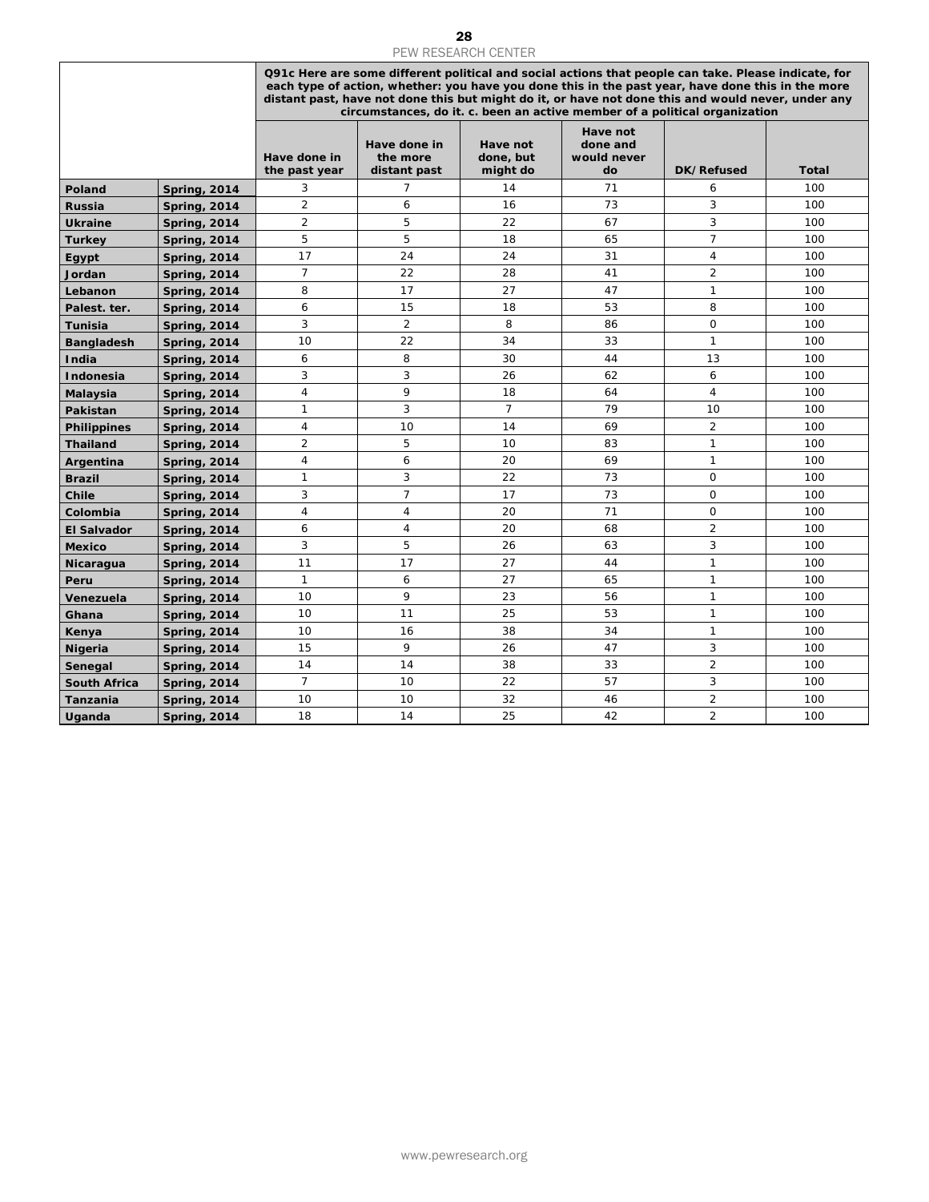| | | Q91c Here are some different political and social actions that people can take. Please indicate, for each type of action, whether: you have you done this in the past year, have done this in the more distant past, have not done this but might do it, or have not done this and would never, under any circumstances, do it. c. been an active member of a political organization | | | | | |
|---|---|---|---|---|---|---|---|
| | | Have done in the past year | Have done in the more distant past | Have not done, but might do | Have not done and would never do | DK/Refused | Total |
| **Poland** | **Spring, 2014** | 3 | 7 | 14 | 71 | 6 | 100 |
| **Russia** | **Spring, 2014** | 2 | 6 | 16 | 73 | 3 | 100 |
| **Ukraine** | **Spring, 2014** | 2 | 5 | 22 | 67 | 3 | 100 |
| **Turkey** | **Spring, 2014** | 5 | 5 | 18 | 65 | 7 | 100 |
| **Egypt** | **Spring, 2014** | 17 | 24 | 24 | 31 | 4 | 100 |
| **Jordan** | **Spring, 2014** | 7 | 22 | 28 | 41 | 2 | 100 |
| **Lebanon** | **Spring, 2014** | 8 | 17 | 27 | 47 | 1 | 100 |
| **Palest. ter.** | **Spring, 2014** | 6 | 15 | 18 | 53 | 8 | 100 |
| **Tunisia** | **Spring, 2014** | 3 | 2 | 8 | 86 | 0 | 100 |
| **Bangladesh** | **Spring, 2014** | 10 | 22 | 34 | 33 | 1 | 100 |
| **India** | **Spring, 2014** | 6 | 8 | 30 | 44 | 13 | 100 |
| **Indonesia** | **Spring, 2014** | 3 | 3 | 26 | 62 | 6 | 100 |
| **Malaysia** | **Spring, 2014** | 4 | 9 | 18 | 64 | 4 | 100 |
| **Pakistan** | **Spring, 2014** | 1 | 3 | 7 | 79 | 10 | 100 |
| **Philippines** | **Spring, 2014** | 4 | 10 | 14 | 69 | 2 | 100 |
| **Thailand** | **Spring, 2014** | 2 | 5 | 10 | 83 | 1 | 100 |
| **Argentina** | **Spring, 2014** | 4 | 6 | 20 | 69 | 1 | 100 |
| **Brazil** | **Spring, 2014** | 1 | 3 | 22 | 73 | 0 | 100 |
| **Chile** | **Spring, 2014** | 3 | 7 | 17 | 73 | 0 | 100 |
| **Colombia** | **Spring, 2014** | 4 | 4 | 20 | 71 | 0 | 100 |
| **El Salvador** | **Spring, 2014** | 6 | 4 | 20 | 68 | 2 | 100 |
| **Mexico** | **Spring, 2014** | 3 | 5 | 26 | 63 | 3 | 100 |
| **Nicaragua** | **Spring, 2014** | 11 | 17 | 27 | 44 | 1 | 100 |
| **Peru** | **Spring, 2014** | 1 | 6 | 27 | 65 | 1 | 100 |
| **Venezuela** | **Spring, 2014** | 10 | 9 | 23 | 56 | 1 | 100 |
| **Ghana** | **Spring, 2014** | 10 | 11 | 25 | 53 | 1 | 100 |
| **Kenya** | **Spring, 2014** | 10 | 16 | 38 | 34 | 1 | 100 |
| **Nigeria** | **Spring, 2014** | 15 | 9 | 26 | 47 | 3 | 100 |
| **Senegal** | **Spring, 2014** | 14 | 14 | 38 | 33 | 2 | 100 |
| **South Africa** | **Spring, 2014** | 7 | 10 | 22 | 57 | 3 | 100 |
| **Tanzania** | **Spring, 2014** | 10 | 10 | 32 | 46 | 2 | 100 |
| **Uganda** | **Spring, 2014** | 18 | 14 | 25 | 42 | 2 | 100 |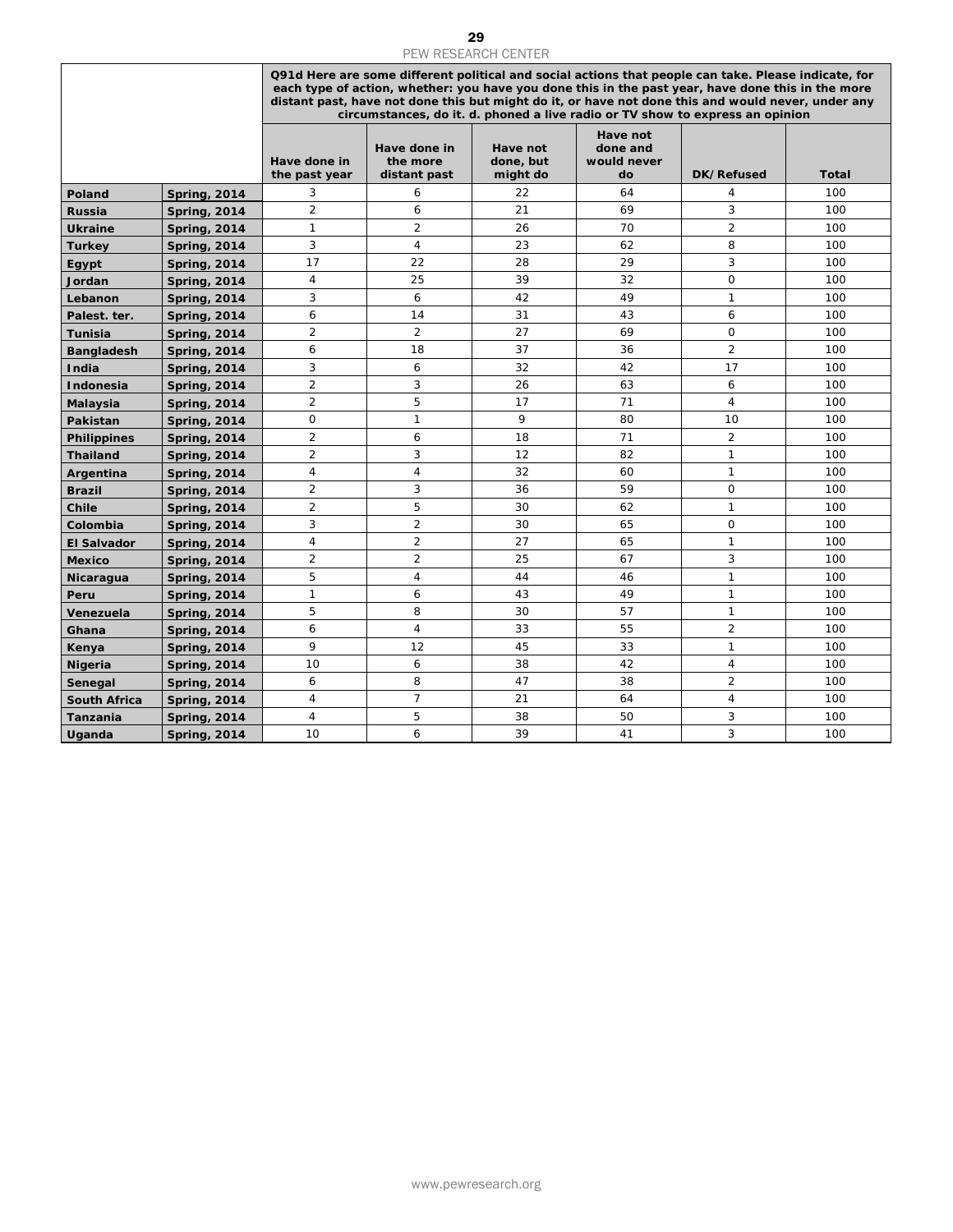| | | Q91d Here are some different political and social actions that people can take. Please indicate, for each type of action, whether: you have you done this in the past year, have done this in the more distant past, have not done this but might do it, or have not done this and would never, under any circumstances, do it. d. phoned a live radio or TV show to express an opinion | | | | | |
|---|---|---|---|---|---|---|---|
| | | Have done in the past year | Have done in the more distant past | Have not done, but might do | Have not done and would never do | DK/Refused | Total |
| **Poland** | **Spring, 2014** | 3 | 6 | 22 | 64 | 4 | 100 |
| **Russia** | **Spring, 2014** | 2 | 6 | 21 | 69 | 3 | 100 |
| **Ukraine** | **Spring, 2014** | 1 | 2 | 26 | 70 | 2 | 100 |
| **Turkey** | **Spring, 2014** | 3 | 4 | 23 | 62 | 8 | 100 |
| **Egypt** | **Spring, 2014** | 17 | 22 | 28 | 29 | 3 | 100 |
| **Jordan** | **Spring, 2014** | 4 | 25 | 39 | 32 | 0 | 100 |
| **Lebanon** | **Spring, 2014** | 3 | 6 | 42 | 49 | 1 | 100 |
| **Palest. ter.** | **Spring, 2014** | 6 | 14 | 31 | 43 | 6 | 100 |
| **Tunisia** | **Spring, 2014** | 2 | 2 | 27 | 69 | 0 | 100 |
| **Bangladesh** | **Spring, 2014** | 6 | 18 | 37 | 36 | 2 | 100 |
| **India** | **Spring, 2014** | 3 | 6 | 32 | 42 | 17 | 100 |
| **Indonesia** | **Spring, 2014** | 2 | 3 | 26 | 63 | 6 | 100 |
| **Malaysia** | **Spring, 2014** | 2 | 5 | 17 | 71 | 4 | 100 |
| **Pakistan** | **Spring, 2014** | 0 | 1 | 9 | 80 | 10 | 100 |
| **Philippines** | **Spring, 2014** | 2 | 6 | 18 | 71 | 2 | 100 |
| **Thailand** | **Spring, 2014** | 2 | 3 | 12 | 82 | 1 | 100 |
| **Argentina** | **Spring, 2014** | 4 | 4 | 32 | 60 | 1 | 100 |
| **Brazil** | **Spring, 2014** | 2 | 3 | 36 | 59 | 0 | 100 |
| **Chile** | **Spring, 2014** | 2 | 5 | 30 | 62 | 1 | 100 |
| **Colombia** | **Spring, 2014** | 3 | 2 | 30 | 65 | 0 | 100 |
| **El Salvador** | **Spring, 2014** | 4 | 2 | 27 | 65 | 1 | 100 |
| **Mexico** | **Spring, 2014** | 2 | 2 | 25 | 67 | 3 | 100 |
| **Nicaragua** | **Spring, 2014** | 5 | 4 | 44 | 46 | 1 | 100 |
| **Peru** | **Spring, 2014** | 1 | 6 | 43 | 49 | 1 | 100 |
| **Venezuela** | **Spring, 2014** | 5 | 8 | 30 | 57 | 1 | 100 |
| **Ghana** | **Spring, 2014** | 6 | 4 | 33 | 55 | 2 | 100 |
| **Kenya** | **Spring, 2014** | 9 | 12 | 45 | 33 | 1 | 100 |
| **Nigeria** | **Spring, 2014** | 10 | 6 | 38 | 42 | 4 | 100 |
| **Senegal** | **Spring, 2014** | 6 | 8 | 47 | 38 | 2 | 100 |
| **South Africa** | **Spring, 2014** | 4 | 7 | 21 | 64 | 4 | 100 |
| **Tanzania** | **Spring, 2014** | 4 | 5 | 38 | 50 | 3 | 100 |
| **Uganda** | **Spring, 2014** | 10 | 6 | 39 | 41 | 3 | 100 |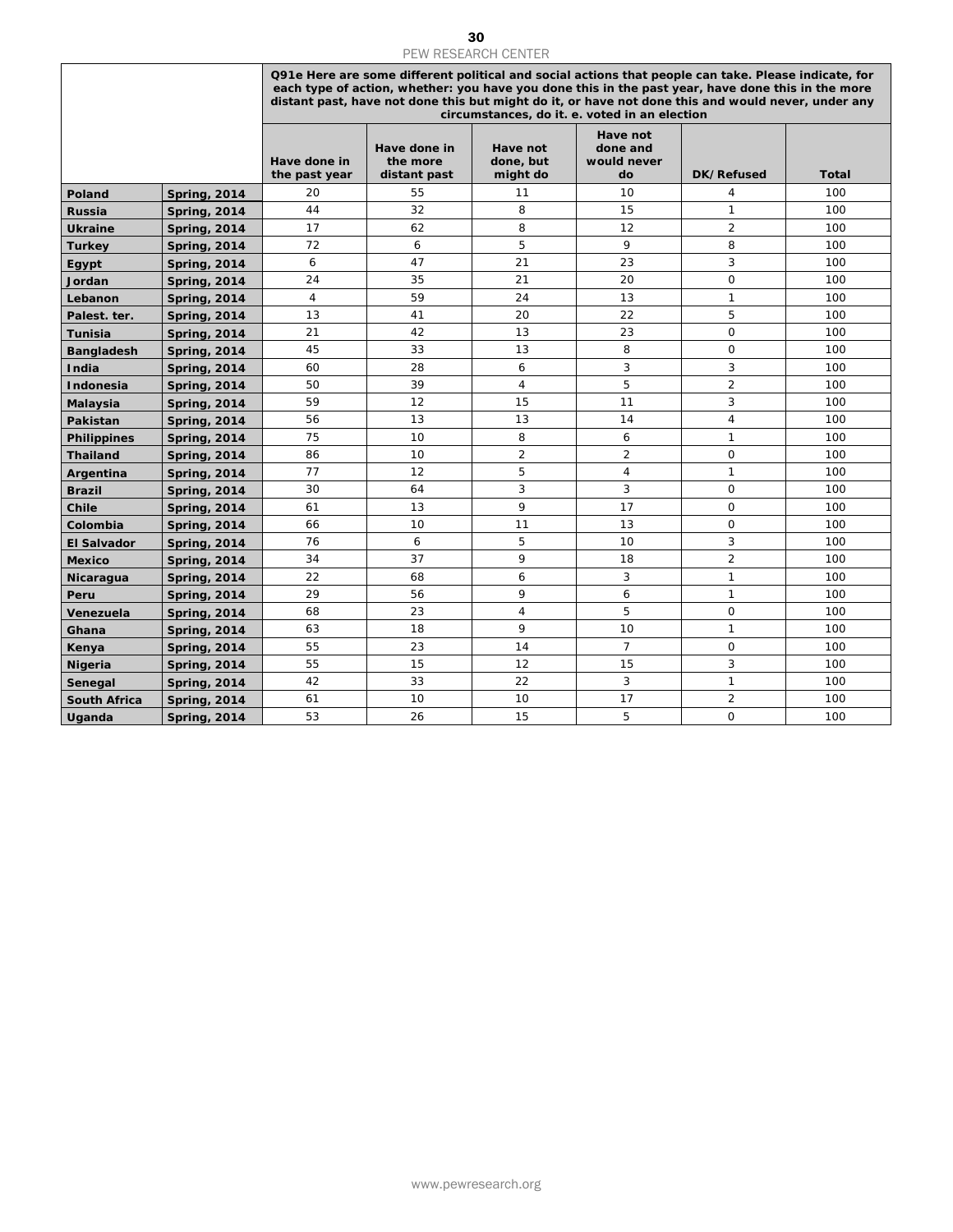| | | Q91e Here are some different political and social actions that people can take. Please indicate, for each type of action, whether: you have you done this in the past year, have done this in the more distant past, have not done this but might do it, or have not done this and would never, under any circumstances, do it. e. voted in an election | | | | | |
|---|---|---|---|---|---|---|---|
| | | Have done in the past year | Have done in the more distant past | Have not done, but might do | Have not done and would never do | DK/Refused | Total |
| **Poland** | **Spring, 2014** | 20 | 55 | 11 | 10 | 4 | 100 |
| **Russia** | **Spring, 2014** | 44 | 32 | 8 | 15 | 1 | 100 |
| **Ukraine** | **Spring, 2014** | 17 | 62 | 8 | 12 | 2 | 100 |
| **Turkey** | **Spring, 2014** | 72 | 6 | 5 | 9 | 8 | 100 |
| **Egypt** | **Spring, 2014** | 6 | 47 | 21 | 23 | 3 | 100 |
| **Jordan** | **Spring, 2014** | 24 | 35 | 21 | 20 | 0 | 100 |
| **Lebanon** | **Spring, 2014** | 4 | 59 | 24 | 13 | 1 | 100 |
| **Palest. ter.** | **Spring, 2014** | 13 | 41 | 20 | 22 | 5 | 100 |
| **Tunisia** | **Spring, 2014** | 21 | 42 | 13 | 23 | 0 | 100 |
| **Bangladesh** | **Spring, 2014** | 45 | 33 | 13 | 8 | 0 | 100 |
| **India** | **Spring, 2014** | 60 | 28 | 6 | 3 | 3 | 100 |
| **Indonesia** | **Spring, 2014** | 50 | 39 | 4 | 5 | 2 | 100 |
| **Malaysia** | **Spring, 2014** | 59 | 12 | 15 | 11 | 3 | 100 |
| **Pakistan** | **Spring, 2014** | 56 | 13 | 13 | 14 | 4 | 100 |
| **Philippines** | **Spring, 2014** | 75 | 10 | 8 | 6 | 1 | 100 |
| **Thailand** | **Spring, 2014** | 86 | 10 | 2 | 2 | 0 | 100 |
| **Argentina** | **Spring, 2014** | 77 | 12 | 5 | 4 | 1 | 100 |
| **Brazil** | **Spring, 2014** | 30 | 64 | 3 | 3 | 0 | 100 |
| **Chile** | **Spring, 2014** | 61 | 13 | 9 | 17 | 0 | 100 |
| **Colombia** | **Spring, 2014** | 66 | 10 | 11 | 13 | 0 | 100 |
| **El Salvador** | **Spring, 2014** | 76 | 6 | 5 | 10 | 3 | 100 |
| **Mexico** | **Spring, 2014** | 34 | 37 | 9 | 18 | 2 | 100 |
| **Nicaragua** | **Spring, 2014** | 22 | 68 | 6 | 3 | 1 | 100 |
| **Peru** | **Spring, 2014** | 29 | 56 | 9 | 6 | 1 | 100 |
| **Venezuela** | **Spring, 2014** | 68 | 23 | 4 | 5 | 0 | 100 |
| **Ghana** | **Spring, 2014** | 63 | 18 | 9 | 10 | 1 | 100 |
| **Kenya** | **Spring, 2014** | 55 | 23 | 14 | 7 | 0 | 100 |
| **Nigeria** | **Spring, 2014** | 55 | 15 | 12 | 15 | 3 | 100 |
| **Senegal** | **Spring, 2014** | 42 | 33 | 22 | 3 | 1 | 100 |
| **South Africa** | **Spring, 2014** | 61 | 10 | 10 | 17 | 2 | 100 |
| **Uganda** | **Spring, 2014** | 53 | 26 | 15 | 5 | 0 | 100 |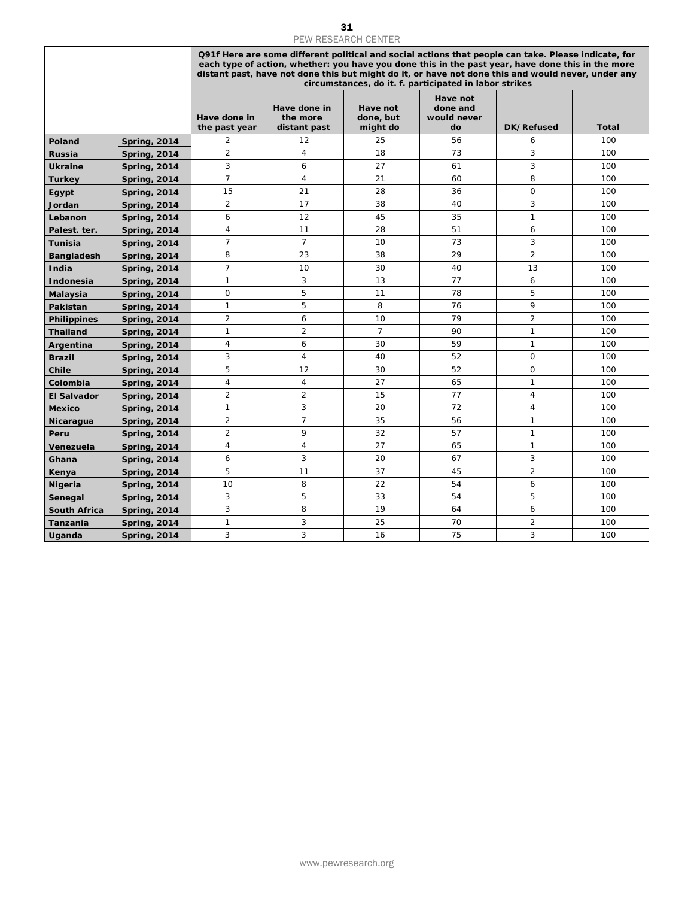| | | Q91f Here are some different political and social actions that people can take. Please indicate, for each type of action, whether: you have you done this in the past year, have done this in the more distant past, have not done this but might do it, or have not done this and would never, under any circumstances, do it. f. participated in labor strikes | | | | | |
|---|---|---|---|---|---|---|---|
| | | Have done in the past year | Have done in the more distant past | Have not done, but might do | Have not done and would never do | DK/Refused | Total |
| Poland | Spring, 2014 | 2 | 12 | 25 | 56 | 6 | 100 |
| Russia | Spring, 2014 | 2 | 4 | 18 | 73 | 3 | 100 |
| Ukraine | Spring, 2014 | 3 | 6 | 27 | 61 | 3 | 100 |
| Turkey | Spring, 2014 | 7 | 4 | 21 | 60 | 8 | 100 |
| Egypt | Spring, 2014 | 15 | 21 | 28 | 36 | 0 | 100 |
| Jordan | Spring, 2014 | 2 | 17 | 38 | 40 | 3 | 100 |
| Lebanon | Spring, 2014 | 6 | 12 | 45 | 35 | 1 | 100 |
| Palest. ter. | Spring, 2014 | 4 | 11 | 28 | 51 | 6 | 100 |
| Tunisia | Spring, 2014 | 7 | 7 | 10 | 73 | 3 | 100 |
| Bangladesh | Spring, 2014 | 8 | 23 | 38 | 29 | 2 | 100 |
| India | Spring, 2014 | 7 | 10 | 30 | 40 | 13 | 100 |
| Indonesia | Spring, 2014 | 1 | 3 | 13 | 77 | 6 | 100 |
| Malaysia | Spring, 2014 | 0 | 5 | 11 | 78 | 5 | 100 |
| Pakistan | Spring, 2014 | 1 | 5 | 8 | 76 | 9 | 100 |
| Philippines | Spring, 2014 | 2 | 6 | 10 | 79 | 2 | 100 |
| Thailand | Spring, 2014 | 1 | 2 | 7 | 90 | 1 | 100 |
| Argentina | Spring, 2014 | 4 | 6 | 30 | 59 | 1 | 100 |
| Brazil | Spring, 2014 | 3 | 4 | 40 | 52 | 0 | 100 |
| Chile | Spring, 2014 | 5 | 12 | 30 | 52 | 0 | 100 |
| Colombia | Spring, 2014 | 4 | 4 | 27 | 65 | 1 | 100 |
| El Salvador | Spring, 2014 | 2 | 2 | 15 | 77 | 4 | 100 |
| Mexico | Spring, 2014 | 1 | 3 | 20 | 72 | 4 | 100 |
| Nicaragua | Spring, 2014 | 2 | 7 | 35 | 56 | 1 | 100 |
| Peru | Spring, 2014 | 2 | 9 | 32 | 57 | 1 | 100 |
| Venezuela | Spring, 2014 | 4 | 4 | 27 | 65 | 1 | 100 |
| Ghana | Spring, 2014 | 6 | 3 | 20 | 67 | 3 | 100 |
| Kenya | Spring, 2014 | 5 | 11 | 37 | 45 | 2 | 100 |
| Nigeria | Spring, 2014 | 10 | 8 | 22 | 54 | 6 | 100 |
| Senegal | Spring, 2014 | 3 | 5 | 33 | 54 | 5 | 100 |
| South Africa | Spring, 2014 | 3 | 8 | 19 | 64 | 6 | 100 |
| Tanzania | Spring, 2014 | 1 | 3 | 25 | 70 | 2 | 100 |
| Uganda | Spring, 2014 | 3 | 3 | 16 | 75 | 3 | 100 |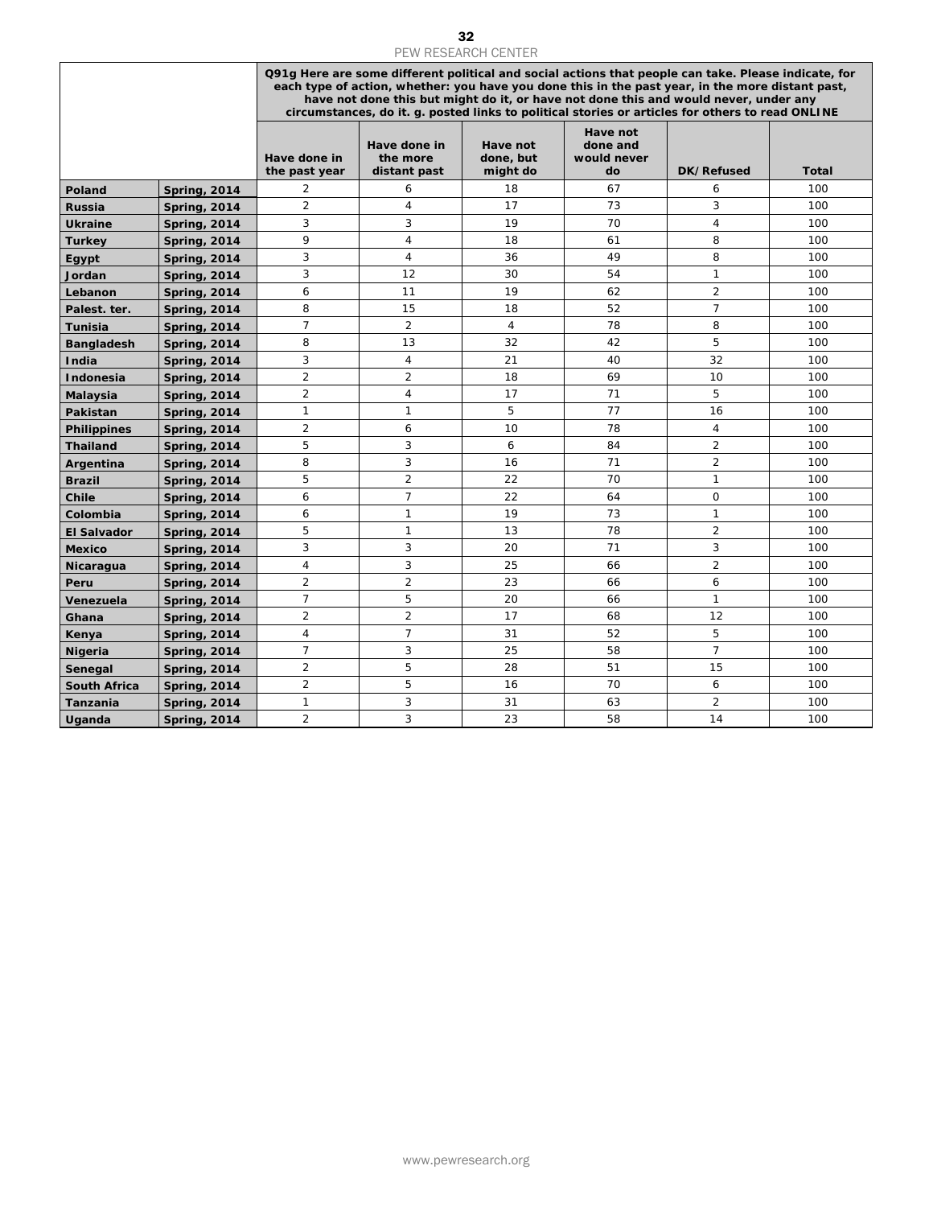| | | Q91g Here are some different political and social actions that people can take. Please indicate, for each type of action, whether: you have you done this in the past year, in the more distant past, have not done this but might do it, or have not done this and would never, under any circumstances, do it. g. posted links to political stories or articles for others to read ONLINE | | | | | |
|---|---|---|---|---|---|---|---|
| | | Have done in the past year | Have done in the more distant past | Have not done, but might do | Have not done and would never do | DK/Refused | Total |
| **Poland** | **Spring, 2014** | 2 | 6 | 18 | 67 | 6 | 100 |
| **Russia** | **Spring, 2014** | 2 | 4 | 17 | 73 | 3 | 100 |
| **Ukraine** | **Spring, 2014** | 3 | 3 | 19 | 70 | 4 | 100 |
| **Turkey** | **Spring, 2014** | 9 | 4 | 18 | 61 | 8 | 100 |
| **Egypt** | **Spring, 2014** | 3 | 4 | 36 | 49 | 8 | 100 |
| **Jordan** | **Spring, 2014** | 3 | 12 | 30 | 54 | 1 | 100 |
| **Lebanon** | **Spring, 2014** | 6 | 11 | 19 | 62 | 2 | 100 |
| **Palest. ter.** | **Spring, 2014** | 8 | 15 | 18 | 52 | 7 | 100 |
| **Tunisia** | **Spring, 2014** | 7 | 2 | 4 | 78 | 8 | 100 |
| **Bangladesh** | **Spring, 2014** | 8 | 13 | 32 | 42 | 5 | 100 |
| **India** | **Spring, 2014** | 3 | 4 | 21 | 40 | 32 | 100 |
| **Indonesia** | **Spring, 2014** | 2 | 2 | 18 | 69 | 10 | 100 |
| **Malaysia** | **Spring, 2014** | 2 | 4 | 17 | 71 | 5 | 100 |
| **Pakistan** | **Spring, 2014** | 1 | 1 | 5 | 77 | 16 | 100 |
| **Philippines** | **Spring, 2014** | 2 | 6 | 10 | 78 | 4 | 100 |
| **Thailand** | **Spring, 2014** | 5 | 3 | 6 | 84 | 2 | 100 |
| **Argentina** | **Spring, 2014** | 8 | 3 | 16 | 71 | 2 | 100 |
| **Brazil** | **Spring, 2014** | 5 | 2 | 22 | 70 | 1 | 100 |
| **Chile** | **Spring, 2014** | 6 | 7 | 22 | 64 | 0 | 100 |
| **Colombia** | **Spring, 2014** | 6 | 1 | 19 | 73 | 1 | 100 |
| **El Salvador** | **Spring, 2014** | 5 | 1 | 13 | 78 | 2 | 100 |
| **Mexico** | **Spring, 2014** | 3 | 3 | 20 | 71 | 3 | 100 |
| **Nicaragua** | **Spring, 2014** | 4 | 3 | 25 | 66 | 2 | 100 |
| **Peru** | **Spring, 2014** | 2 | 2 | 23 | 66 | 6 | 100 |
| **Venezuela** | **Spring, 2014** | 7 | 5 | 20 | 66 | 1 | 100 |
| **Ghana** | **Spring, 2014** | 2 | 2 | 17 | 68 | 12 | 100 |
| **Kenya** | **Spring, 2014** | 4 | 7 | 31 | 52 | 5 | 100 |
| **Nigeria** | **Spring, 2014** | 7 | 3 | 25 | 58 | 7 | 100 |
| **Senegal** | **Spring, 2014** | 2 | 5 | 28 | 51 | 15 | 100 |
| **South Africa** | **Spring, 2014** | 2 | 5 | 16 | 70 | 6 | 100 |
| **Tanzania** | **Spring, 2014** | 1 | 3 | 31 | 63 | 2 | 100 |
| **Uganda** | **Spring, 2014** | 2 | 3 | 23 | 58 | 14 | 100 |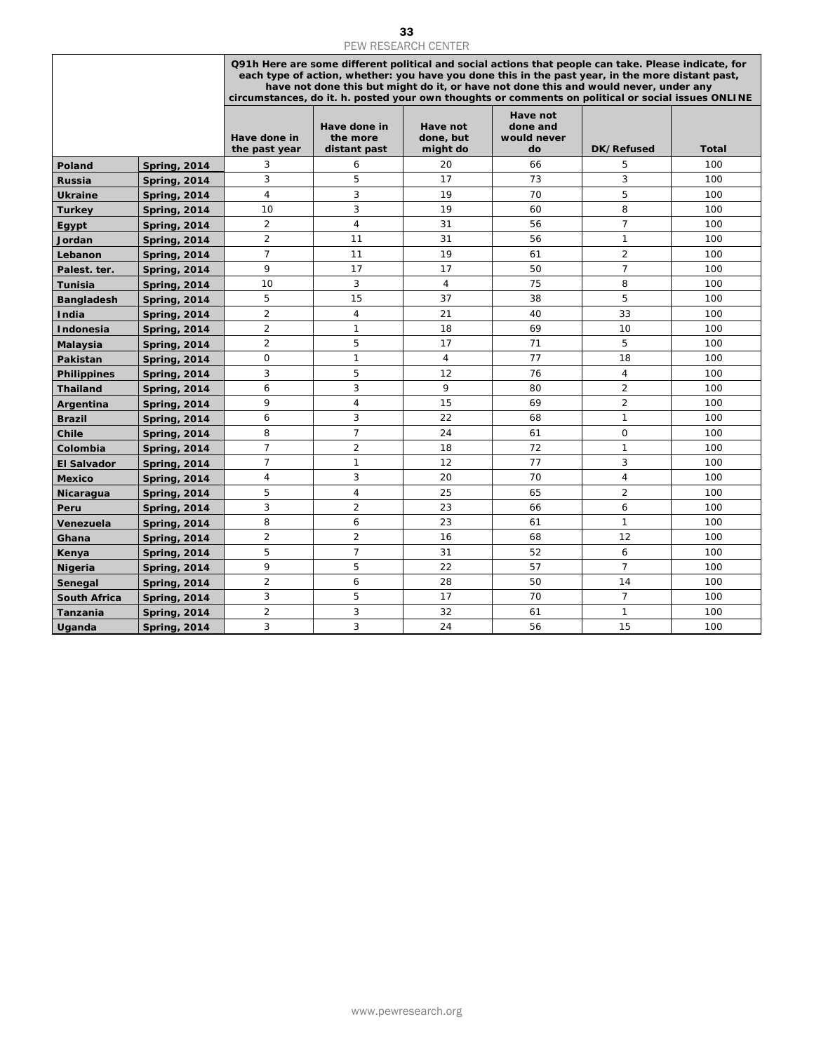| | | Q91h Here are some different political and social actions that people can take. Please indicate, for each type of action, whether: you have you done this in the past year, in the more distant past, have not done this but might do it, or have not done this and would never, under any circumstances, do it. h. posted your own thoughts or comments on political or social issues ONLINE | | | | | |
|---|---|---|---|---|---|---|---|
| | | Have done in the past year | Have done in the more distant past | Have not done, but might do | Have not done and would never do | DK/Refused | Total |
| Poland | Spring, 2014 | 3 | 6 | 20 | 66 | 5 | 100 |
| Russia | Spring, 2014 | 3 | 5 | 17 | 73 | 3 | 100 |
| Ukraine | Spring, 2014 | 4 | 3 | 19 | 70 | 5 | 100 |
| Turkey | Spring, 2014 | 10 | 3 | 19 | 60 | 8 | 100 |
| Egypt | Spring, 2014 | 2 | 4 | 31 | 56 | 7 | 100 |
| Jordan | Spring, 2014 | 2 | 11 | 31 | 56 | 1 | 100 |
| Lebanon | Spring, 2014 | 7 | 11 | 19 | 61 | 2 | 100 |
| Palest. ter. | Spring, 2014 | 9 | 17 | 17 | 50 | 7 | 100 |
| Tunisia | Spring, 2014 | 10 | 3 | 4 | 75 | 8 | 100 |
| Bangladesh | Spring, 2014 | 5 | 15 | 37 | 38 | 5 | 100 |
| India | Spring, 2014 | 2 | 4 | 21 | 40 | 33 | 100 |
| Indonesia | Spring, 2014 | 2 | 1 | 18 | 69 | 10 | 100 |
| Malaysia | Spring, 2014 | 2 | 5 | 17 | 71 | 5 | 100 |
| Pakistan | Spring, 2014 | 0 | 1 | 4 | 77 | 18 | 100 |
| Philippines | Spring, 2014 | 3 | 5 | 12 | 76 | 4 | 100 |
| Thailand | Spring, 2014 | 6 | 3 | 9 | 80 | 2 | 100 |
| Argentina | Spring, 2014 | 9 | 4 | 15 | 69 | 2 | 100 |
| Brazil | Spring, 2014 | 6 | 3 | 22 | 68 | 1 | 100 |
| Chile | Spring, 2014 | 8 | 7 | 24 | 61 | 0 | 100 |
| Colombia | Spring, 2014 | 7 | 2 | 18 | 72 | 1 | 100 |
| El Salvador | Spring, 2014 | 7 | 1 | 12 | 77 | 3 | 100 |
| Mexico | Spring, 2014 | 4 | 3 | 20 | 70 | 4 | 100 |
| Nicaragua | Spring, 2014 | 5 | 4 | 25 | 65 | 2 | 100 |
| Peru | Spring, 2014 | 3 | 2 | 23 | 66 | 6 | 100 |
| Venezuela | Spring, 2014 | 8 | 6 | 23 | 61 | 1 | 100 |
| Ghana | Spring, 2014 | 2 | 2 | 16 | 68 | 12 | 100 |
| Kenya | Spring, 2014 | 5 | 7 | 31 | 52 | 6 | 100 |
| Nigeria | Spring, 2014 | 9 | 5 | 22 | 57 | 7 | 100 |
| Senegal | Spring, 2014 | 2 | 6 | 28 | 50 | 14 | 100 |
| South Africa | Spring, 2014 | 3 | 5 | 17 | 70 | 7 | 100 |
| Tanzania | Spring, 2014 | 2 | 3 | 32 | 61 | 1 | 100 |
| Uganda | Spring, 2014 | 3 | 3 | 24 | 56 | 15 | 100 |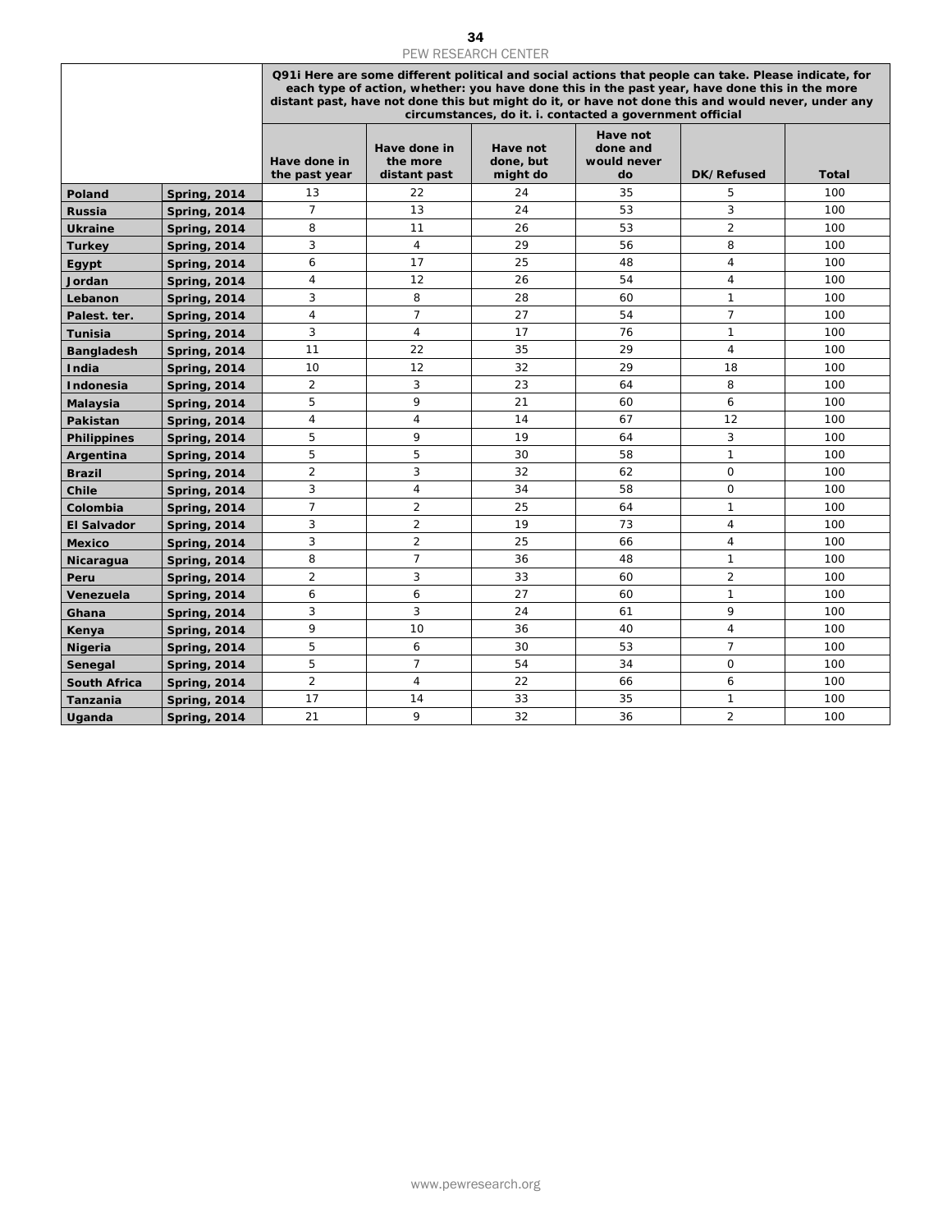| | | Q91i Here are some different political and social actions that people can take. Please indicate, for each type of action, whether: you have done this in the past year, have done this in the more distant past, have not done this but might do it, or have not done this and would never, under any circumstances, do it. i. contacted a government official | | | | | |
|---|---|---|---|---|---|---|---|
| | | Have done in the past year | Have done in the more distant past | Have not done, but might do | Have not done and would never do | DK/Refused | Total |
| **Poland** | **Spring, 2014** | 13 | 22 | 24 | 35 | 5 | 100 |
| **Russia** | **Spring, 2014** | 7 | 13 | 24 | 53 | 3 | 100 |
| **Ukraine** | **Spring, 2014** | 8 | 11 | 26 | 53 | 2 | 100 |
| **Turkey** | **Spring, 2014** | 3 | 4 | 29 | 56 | 8 | 100 |
| **Egypt** | **Spring, 2014** | 6 | 17 | 25 | 48 | 4 | 100 |
| **Jordan** | **Spring, 2014** | 4 | 12 | 26 | 54 | 4 | 100 |
| **Lebanon** | **Spring, 2014** | 3 | 8 | 28 | 60 | 1 | 100 |
| **Palest. ter.** | **Spring, 2014** | 4 | 7 | 27 | 54 | 7 | 100 |
| **Tunisia** | **Spring, 2014** | 3 | 4 | 17 | 76 | 1 | 100 |
| **Bangladesh** | **Spring, 2014** | 11 | 22 | 35 | 29 | 4 | 100 |
| **India** | **Spring, 2014** | 10 | 12 | 32 | 29 | 18 | 100 |
| **Indonesia** | **Spring, 2014** | 2 | 3 | 23 | 64 | 8 | 100 |
| **Malaysia** | **Spring, 2014** | 5 | 9 | 21 | 60 | 6 | 100 |
| **Pakistan** | **Spring, 2014** | 4 | 4 | 14 | 67 | 12 | 100 |
| **Philippines** | **Spring, 2014** | 5 | 9 | 19 | 64 | 3 | 100 |
| **Argentina** | **Spring, 2014** | 5 | 5 | 30 | 58 | 1 | 100 |
| **Brazil** | **Spring, 2014** | 2 | 3 | 32 | 62 | 0 | 100 |
| **Chile** | **Spring, 2014** | 3 | 4 | 34 | 58 | 0 | 100 |
| **Colombia** | **Spring, 2014** | 7 | 2 | 25 | 64 | 1 | 100 |
| **El Salvador** | **Spring, 2014** | 3 | 2 | 19 | 73 | 4 | 100 |
| **Mexico** | **Spring, 2014** | 3 | 2 | 25 | 66 | 4 | 100 |
| **Nicaragua** | **Spring, 2014** | 8 | 7 | 36 | 48 | 1 | 100 |
| **Peru** | **Spring, 2014** | 2 | 3 | 33 | 60 | 2 | 100 |
| **Venezuela** | **Spring, 2014** | 6 | 6 | 27 | 60 | 1 | 100 |
| **Ghana** | **Spring, 2014** | 3 | 3 | 24 | 61 | 9 | 100 |
| **Kenya** | **Spring, 2014** | 9 | 10 | 36 | 40 | 4 | 100 |
| **Nigeria** | **Spring, 2014** | 5 | 6 | 30 | 53 | 7 | 100 |
| **Senegal** | **Spring, 2014** | 5 | 7 | 54 | 34 | 0 | 100 |
| **South Africa** | **Spring, 2014** | 2 | 4 | 22 | 66 | 6 | 100 |
| **Tanzania** | **Spring, 2014** | 17 | 14 | 33 | 35 | 1 | 100 |
| **Uganda** | **Spring, 2014** | 21 | 9 | 32 | 36 | 2 | 100 |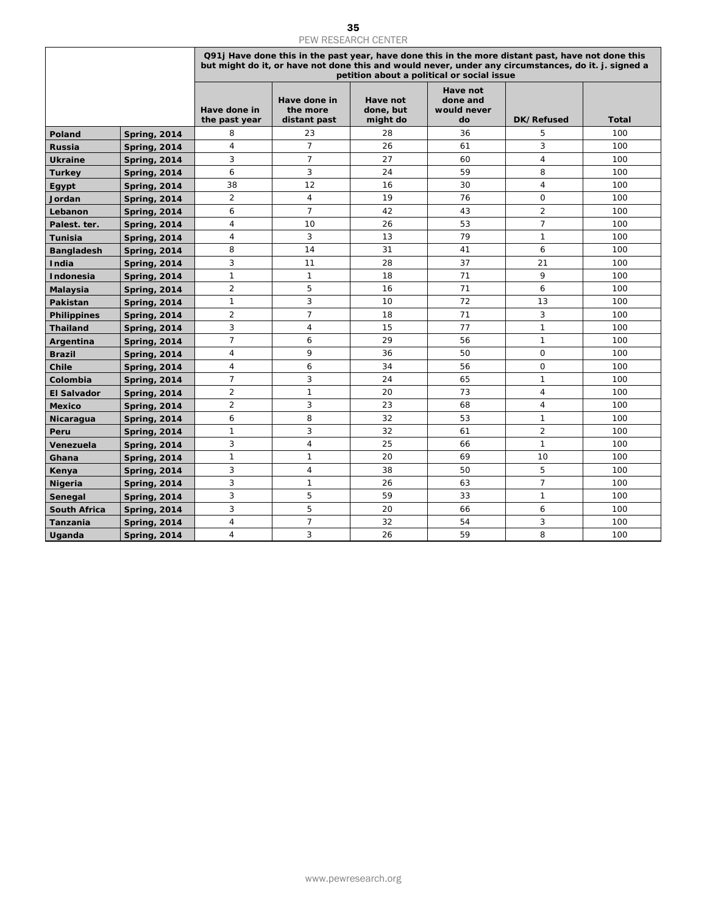| | | Q91j Have done this in the past year, have done this in the more distant past, have not done this but might do it, or have not done this and would never, under any circumstances, do it. j. signed a petition about a political or social issue | | | | | |
|---|---|---|---|---|---|---|---|
| | | Have done in the past year | Have done in the more distant past | Have not done, but might do | Have not done and would never do | DK/Refused | Total |
| **Poland** | **Spring, 2014** | 8 | 23 | 28 | 36 | 5 | 100 |
| **Russia** | **Spring, 2014** | 4 | 7 | 26 | 61 | 3 | 100 |
| **Ukraine** | **Spring, 2014** | 3 | 7 | 27 | 60 | 4 | 100 |
| **Turkey** | **Spring, 2014** | 6 | 3 | 24 | 59 | 8 | 100 |
| **Egypt** | **Spring, 2014** | 38 | 12 | 16 | 30 | 4 | 100 |
| **Jordan** | **Spring, 2014** | 2 | 4 | 19 | 76 | 0 | 100 |
| **Lebanon** | **Spring, 2014** | 6 | 7 | 42 | 43 | 2 | 100 |
| **Palest. ter.** | **Spring, 2014** | 4 | 10 | 26 | 53 | 7 | 100 |
| **Tunisia** | **Spring, 2014** | 4 | 3 | 13 | 79 | 1 | 100 |
| **Bangladesh** | **Spring, 2014** | 8 | 14 | 31 | 41 | 6 | 100 |
| **India** | **Spring, 2014** | 3 | 11 | 28 | 37 | 21 | 100 |
| **Indonesia** | **Spring, 2014** | 1 | 1 | 18 | 71 | 9 | 100 |
| **Malaysia** | **Spring, 2014** | 2 | 5 | 16 | 71 | 6 | 100 |
| **Pakistan** | **Spring, 2014** | 1 | 3 | 10 | 72 | 13 | 100 |
| **Philippines** | **Spring, 2014** | 2 | 7 | 18 | 71 | 3 | 100 |
| **Thailand** | **Spring, 2014** | 3 | 4 | 15 | 77 | 1 | 100 |
| **Argentina** | **Spring, 2014** | 7 | 6 | 29 | 56 | 1 | 100 |
| **Brazil** | **Spring, 2014** | 4 | 9 | 36 | 50 | 0 | 100 |
| **Chile** | **Spring, 2014** | 4 | 6 | 34 | 56 | 0 | 100 |
| **Colombia** | **Spring, 2014** | 7 | 3 | 24 | 65 | 1 | 100 |
| **El Salvador** | **Spring, 2014** | 2 | 1 | 20 | 73 | 4 | 100 |
| **Mexico** | **Spring, 2014** | 2 | 3 | 23 | 68 | 4 | 100 |
| **Nicaragua** | **Spring, 2014** | 6 | 8 | 32 | 53 | 1 | 100 |
| **Peru** | **Spring, 2014** | 1 | 3 | 32 | 61 | 2 | 100 |
| **Venezuela** | **Spring, 2014** | 3 | 4 | 25 | 66 | 1 | 100 |
| **Ghana** | **Spring, 2014** | 1 | 1 | 20 | 69 | 10 | 100 |
| **Kenya** | **Spring, 2014** | 3 | 4 | 38 | 50 | 5 | 100 |
| **Nigeria** | **Spring, 2014** | 3 | 1 | 26 | 63 | 7 | 100 |
| **Senegal** | **Spring, 2014** | 3 | 5 | 59 | 33 | 1 | 100 |
| **South Africa** | **Spring, 2014** | 3 | 5 | 20 | 66 | 6 | 100 |
| **Tanzania** | **Spring, 2014** | 4 | 7 | 32 | 54 | 3 | 100 |
| **Uganda** | **Spring, 2014** | 4 | 3 | 26 | 59 | 8 | 100 |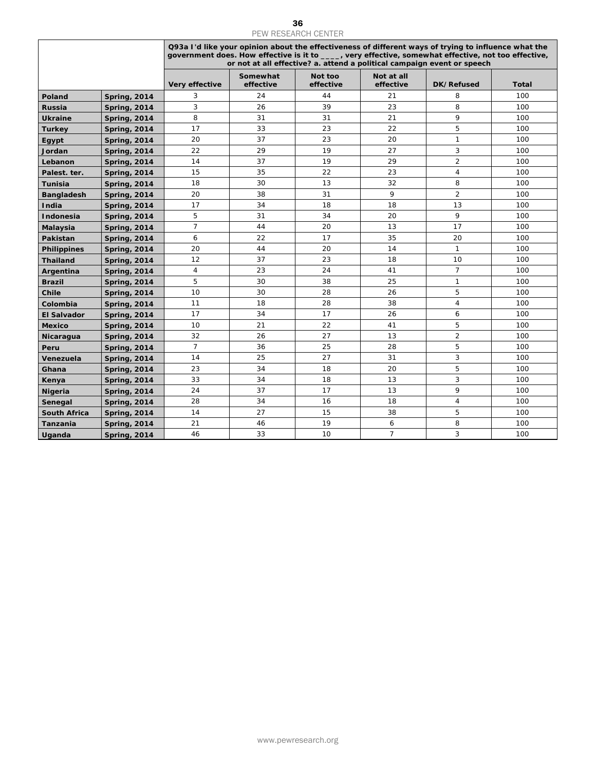| | | Q93a I'd like your opinion about the effectiveness of different ways of trying to influence what the government does. How effective is it to ____, very effective, somewhat effective, not too effective, or not at all effective? a. attend a political campaign event or speech | | | | | |
|---|---|---|---|---|---|---|---|
| | | Very effective | Somewhat effective | Not too effective | Not at all effective | DK/Refused | Total |
| **Poland** | **Spring, 2014** | 3 | 24 | 44 | 21 | 8 | 100 |
| **Russia** | **Spring, 2014** | 3 | 26 | 39 | 23 | 8 | 100 |
| **Ukraine** | **Spring, 2014** | 8 | 31 | 31 | 21 | 9 | 100 |
| **Turkey** | **Spring, 2014** | 17 | 33 | 23 | 22 | 5 | 100 |
| **Egypt** | **Spring, 2014** | 20 | 37 | 23 | 20 | 1 | 100 |
| **Jordan** | **Spring, 2014** | 22 | 29 | 19 | 27 | 3 | 100 |
| **Lebanon** | **Spring, 2014** | 14 | 37 | 19 | 29 | 2 | 100 |
| **Palest. ter.** | **Spring, 2014** | 15 | 35 | 22 | 23 | 4 | 100 |
| **Tunisia** | **Spring, 2014** | 18 | 30 | 13 | 32 | 8 | 100 |
| **Bangladesh** | **Spring, 2014** | 20 | 38 | 31 | 9 | 2 | 100 |
| **India** | **Spring, 2014** | 17 | 34 | 18 | 18 | 13 | 100 |
| **Indonesia** | **Spring, 2014** | 5 | 31 | 34 | 20 | 9 | 100 |
| **Malaysia** | **Spring, 2014** | 7 | 44 | 20 | 13 | 17 | 100 |
| **Pakistan** | **Spring, 2014** | 6 | 22 | 17 | 35 | 20 | 100 |
| **Philippines** | **Spring, 2014** | 20 | 44 | 20 | 14 | 1 | 100 |
| **Thailand** | **Spring, 2014** | 12 | 37 | 23 | 18 | 10 | 100 |
| **Argentina** | **Spring, 2014** | 4 | 23 | 24 | 41 | 7 | 100 |
| **Brazil** | **Spring, 2014** | 5 | 30 | 38 | 25 | 1 | 100 |
| **Chile** | **Spring, 2014** | 10 | 30 | 28 | 26 | 5 | 100 |
| **Colombia** | **Spring, 2014** | 11 | 18 | 28 | 38 | 4 | 100 |
| **El Salvador** | **Spring, 2014** | 17 | 34 | 17 | 26 | 6 | 100 |
| **Mexico** | **Spring, 2014** | 10 | 21 | 22 | 41 | 5 | 100 |
| **Nicaragua** | **Spring, 2014** | 32 | 26 | 27 | 13 | 2 | 100 |
| **Peru** | **Spring, 2014** | 7 | 36 | 25 | 28 | 5 | 100 |
| **Venezuela** | **Spring, 2014** | 14 | 25 | 27 | 31 | 3 | 100 |
| **Ghana** | **Spring, 2014** | 23 | 34 | 18 | 20 | 5 | 100 |
| **Kenya** | **Spring, 2014** | 33 | 34 | 18 | 13 | 3 | 100 |
| **Nigeria** | **Spring, 2014** | 24 | 37 | 17 | 13 | 9 | 100 |
| **Senegal** | **Spring, 2014** | 28 | 34 | 16 | 18 | 4 | 100 |
| **South Africa** | **Spring, 2014** | 14 | 27 | 15 | 38 | 5 | 100 |
| **Tanzania** | **Spring, 2014** | 21 | 46 | 19 | 6 | 8 | 100 |
| **Uganda** | **Spring, 2014** | 46 | 33 | 10 | 7 | 3 | 100 |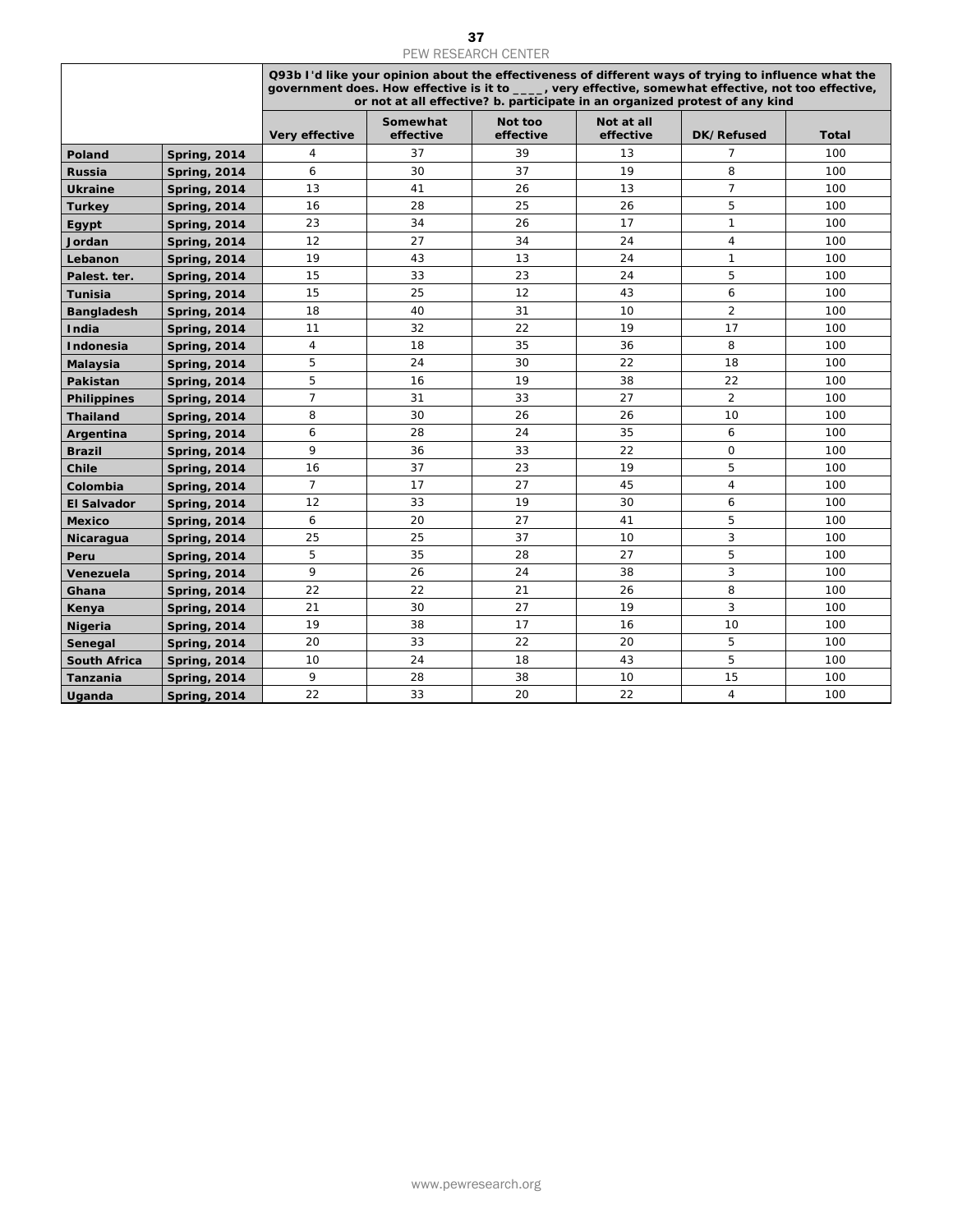|  |  | Q93b I'd like your opinion about the effectiveness of different ways of trying to influence what the government does. How effective is it to ____, very effective, somewhat effective, not too effective, or not at all effective? b. participate in an organized protest of any kind | | | | | |
|---|---|---|---|---|---|---|---|
|  |  | Very effective | Somewhat effective | Not too effective | Not at all effective | DK/Refused | Total |
| **Poland** | **Spring, 2014** | 4 | 37 | 39 | 13 | 7 | 100 |
| **Russia** | **Spring, 2014** | 6 | 30 | 37 | 19 | 8 | 100 |
| **Ukraine** | **Spring, 2014** | 13 | 41 | 26 | 13 | 7 | 100 |
| **Turkey** | **Spring, 2014** | 16 | 28 | 25 | 26 | 5 | 100 |
| **Egypt** | **Spring, 2014** | 23 | 34 | 26 | 17 | 1 | 100 |
| **Jordan** | **Spring, 2014** | 12 | 27 | 34 | 24 | 4 | 100 |
| **Lebanon** | **Spring, 2014** | 19 | 43 | 13 | 24 | 1 | 100 |
| **Palest. ter.** | **Spring, 2014** | 15 | 33 | 23 | 24 | 5 | 100 |
| **Tunisia** | **Spring, 2014** | 15 | 25 | 12 | 43 | 6 | 100 |
| **Bangladesh** | **Spring, 2014** | 18 | 40 | 31 | 10 | 2 | 100 |
| **India** | **Spring, 2014** | 11 | 32 | 22 | 19 | 17 | 100 |
| **Indonesia** | **Spring, 2014** | 4 | 18 | 35 | 36 | 8 | 100 |
| **Malaysia** | **Spring, 2014** | 5 | 24 | 30 | 22 | 18 | 100 |
| **Pakistan** | **Spring, 2014** | 5 | 16 | 19 | 38 | 22 | 100 |
| **Philippines** | **Spring, 2014** | 7 | 31 | 33 | 27 | 2 | 100 |
| **Thailand** | **Spring, 2014** | 8 | 30 | 26 | 26 | 10 | 100 |
| **Argentina** | **Spring, 2014** | 6 | 28 | 24 | 35 | 6 | 100 |
| **Brazil** | **Spring, 2014** | 9 | 36 | 33 | 22 | 0 | 100 |
| **Chile** | **Spring, 2014** | 16 | 37 | 23 | 19 | 5 | 100 |
| **Colombia** | **Spring, 2014** | 7 | 17 | 27 | 45 | 4 | 100 |
| **El Salvador** | **Spring, 2014** | 12 | 33 | 19 | 30 | 6 | 100 |
| **Mexico** | **Spring, 2014** | 6 | 20 | 27 | 41 | 5 | 100 |
| **Nicaragua** | **Spring, 2014** | 25 | 25 | 37 | 10 | 3 | 100 |
| **Peru** | **Spring, 2014** | 5 | 35 | 28 | 27 | 5 | 100 |
| **Venezuela** | **Spring, 2014** | 9 | 26 | 24 | 38 | 3 | 100 |
| **Ghana** | **Spring, 2014** | 22 | 22 | 21 | 26 | 8 | 100 |
| **Kenya** | **Spring, 2014** | 21 | 30 | 27 | 19 | 3 | 100 |
| **Nigeria** | **Spring, 2014** | 19 | 38 | 17 | 16 | 10 | 100 |
| **Senegal** | **Spring, 2014** | 20 | 33 | 22 | 20 | 5 | 100 |
| **South Africa** | **Spring, 2014** | 10 | 24 | 18 | 43 | 5 | 100 |
| **Tanzania** | **Spring, 2014** | 9 | 28 | 38 | 10 | 15 | 100 |
| **Uganda** | **Spring, 2014** | 22 | 33 | 20 | 22 | 4 | 100 |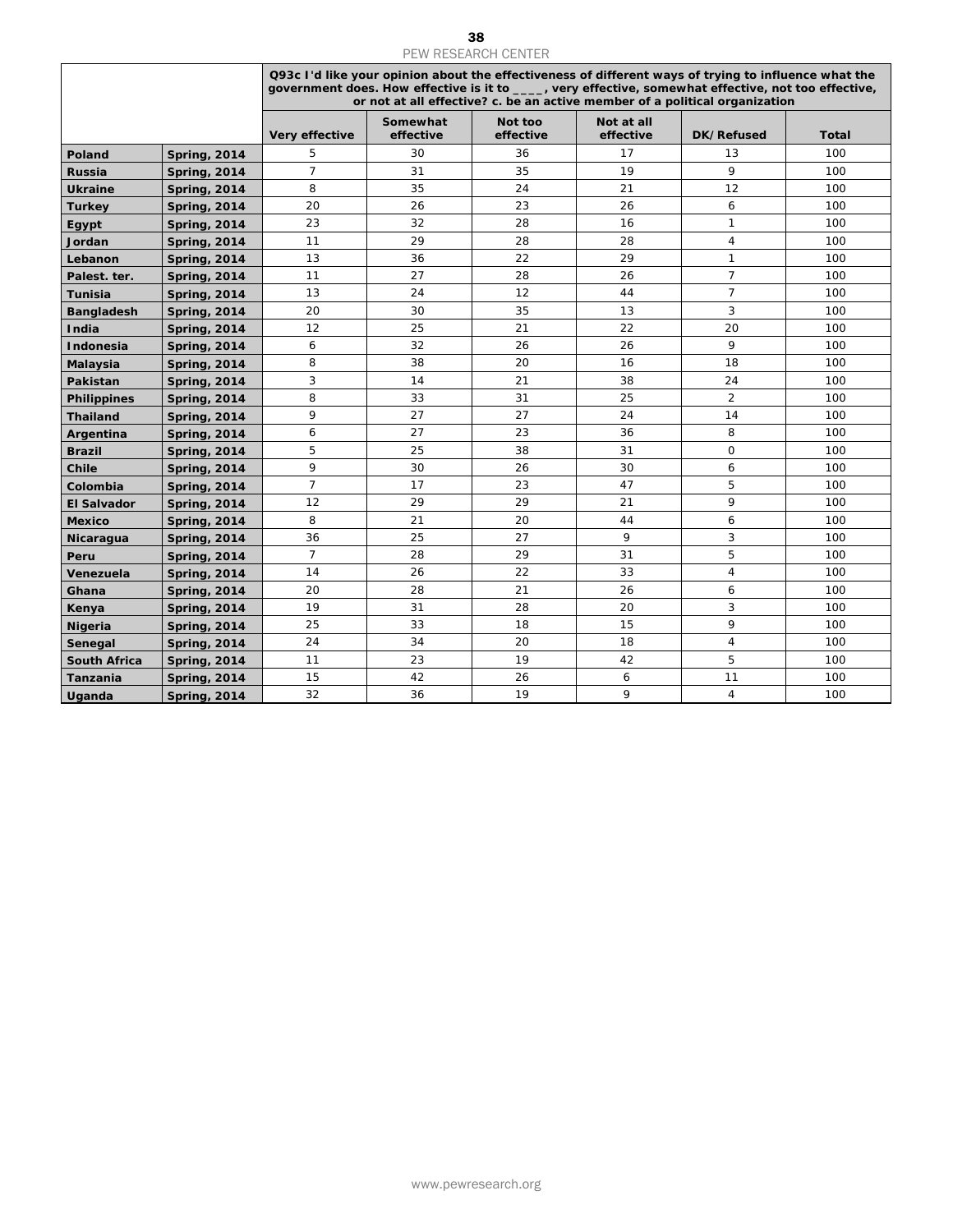|  |  | Q93c I'd like your opinion about the effectiveness of different ways of trying to influence what the government does. How effective is it to ____, very effective, somewhat effective, not too effective, or not at all effective? c. be an active member of a political organization |  |  |  |  |  |
|---|---|---|---|---|---|---|---|
|  |  | Very effective | Somewhat effective | Not too effective | Not at all effective | DK/Refused | Total |
| Poland | Spring, 2014 | 5 | 30 | 36 | 17 | 13 | 100 |
| Russia | Spring, 2014 | 7 | 31 | 35 | 19 | 9 | 100 |
| Ukraine | Spring, 2014 | 8 | 35 | 24 | 21 | 12 | 100 |
| Turkey | Spring, 2014 | 20 | 26 | 23 | 26 | 6 | 100 |
| Egypt | Spring, 2014 | 23 | 32 | 28 | 16 | 1 | 100 |
| Jordan | Spring, 2014 | 11 | 29 | 28 | 28 | 4 | 100 |
| Lebanon | Spring, 2014 | 13 | 36 | 22 | 29 | 1 | 100 |
| Palest. ter. | Spring, 2014 | 11 | 27 | 28 | 26 | 7 | 100 |
| Tunisia | Spring, 2014 | 13 | 24 | 12 | 44 | 7 | 100 |
| Bangladesh | Spring, 2014 | 20 | 30 | 35 | 13 | 3 | 100 |
| India | Spring, 2014 | 12 | 25 | 21 | 22 | 20 | 100 |
| Indonesia | Spring, 2014 | 6 | 32 | 26 | 26 | 9 | 100 |
| Malaysia | Spring, 2014 | 8 | 38 | 20 | 16 | 18 | 100 |
| Pakistan | Spring, 2014 | 3 | 14 | 21 | 38 | 24 | 100 |
| Philippines | Spring, 2014 | 8 | 33 | 31 | 25 | 2 | 100 |
| Thailand | Spring, 2014 | 9 | 27 | 27 | 24 | 14 | 100 |
| Argentina | Spring, 2014 | 6 | 27 | 23 | 36 | 8 | 100 |
| Brazil | Spring, 2014 | 5 | 25 | 38 | 31 | 0 | 100 |
| Chile | Spring, 2014 | 9 | 30 | 26 | 30 | 6 | 100 |
| Colombia | Spring, 2014 | 7 | 17 | 23 | 47 | 5 | 100 |
| El Salvador | Spring, 2014 | 12 | 29 | 29 | 21 | 9 | 100 |
| Mexico | Spring, 2014 | 8 | 21 | 20 | 44 | 6 | 100 |
| Nicaragua | Spring, 2014 | 36 | 25 | 27 | 9 | 3 | 100 |
| Peru | Spring, 2014 | 7 | 28 | 29 | 31 | 5 | 100 |
| Venezuela | Spring, 2014 | 14 | 26 | 22 | 33 | 4 | 100 |
| Ghana | Spring, 2014 | 20 | 28 | 21 | 26 | 6 | 100 |
| Kenya | Spring, 2014 | 19 | 31 | 28 | 20 | 3 | 100 |
| Nigeria | Spring, 2014 | 25 | 33 | 18 | 15 | 9 | 100 |
| Senegal | Spring, 2014 | 24 | 34 | 20 | 18 | 4 | 100 |
| South Africa | Spring, 2014 | 11 | 23 | 19 | 42 | 5 | 100 |
| Tanzania | Spring, 2014 | 15 | 42 | 26 | 6 | 11 | 100 |
| Uganda | Spring, 2014 | 32 | 36 | 19 | 9 | 4 | 100 |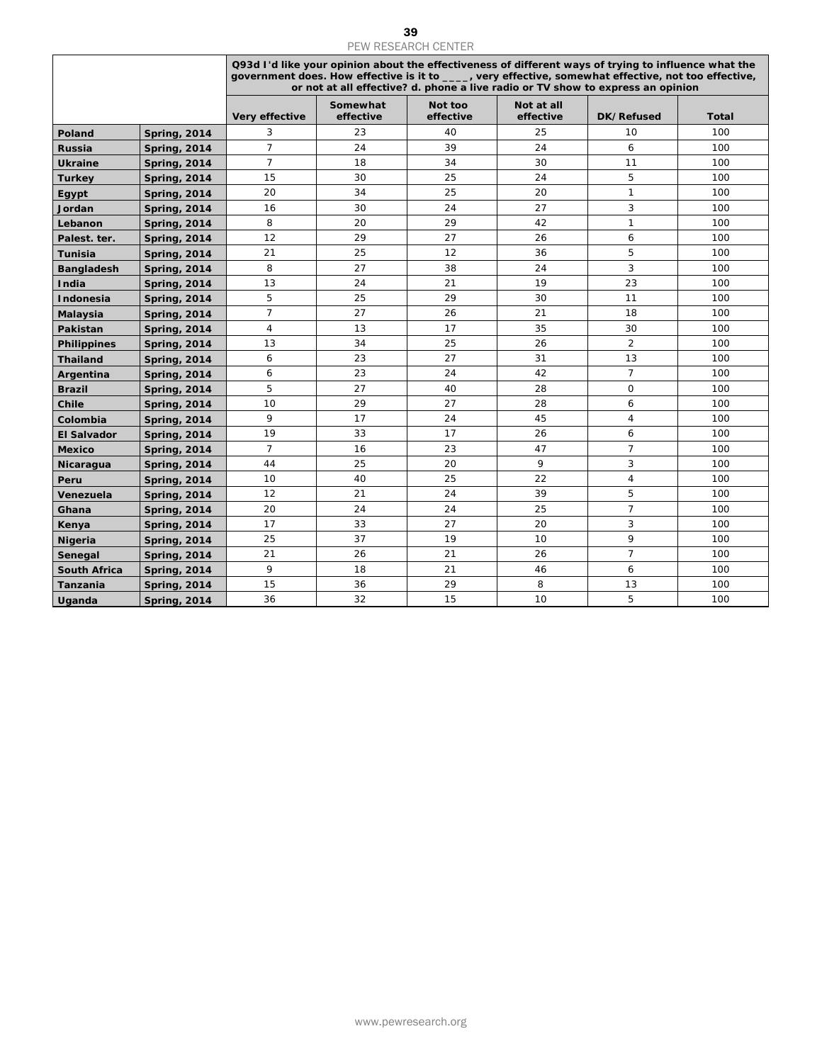| | | Q93d I'd like your opinion about the effectiveness of different ways of trying to influence what the government does. How effective is it to ____, very effective, somewhat effective, not too effective, or not at all effective? d. phone a live radio or TV show to express an opinion | | | | | |
|---|---|---|---|---|---|---|---|
| | | Very effective | Somewhat effective | Not too effective | Not at all effective | DK/Refused | Total |
| Poland | Spring, 2014 | 3 | 23 | 40 | 25 | 10 | 100 |
| Russia | Spring, 2014 | 7 | 24 | 39 | 24 | 6 | 100 |
| Ukraine | Spring, 2014 | 7 | 18 | 34 | 30 | 11 | 100 |
| Turkey | Spring, 2014 | 15 | 30 | 25 | 24 | 5 | 100 |
| Egypt | Spring, 2014 | 20 | 34 | 25 | 20 | 1 | 100 |
| Jordan | Spring, 2014 | 16 | 30 | 24 | 27 | 3 | 100 |
| Lebanon | Spring, 2014 | 8 | 20 | 29 | 42 | 1 | 100 |
| Palest. ter. | Spring, 2014 | 12 | 29 | 27 | 26 | 6 | 100 |
| Tunisia | Spring, 2014 | 21 | 25 | 12 | 36 | 5 | 100 |
| Bangladesh | Spring, 2014 | 8 | 27 | 38 | 24 | 3 | 100 |
| India | Spring, 2014 | 13 | 24 | 21 | 19 | 23 | 100 |
| Indonesia | Spring, 2014 | 5 | 25 | 29 | 30 | 11 | 100 |
| Malaysia | Spring, 2014 | 7 | 27 | 26 | 21 | 18 | 100 |
| Pakistan | Spring, 2014 | 4 | 13 | 17 | 35 | 30 | 100 |
| Philippines | Spring, 2014 | 13 | 34 | 25 | 26 | 2 | 100 |
| Thailand | Spring, 2014 | 6 | 23 | 27 | 31 | 13 | 100 |
| Argentina | Spring, 2014 | 6 | 23 | 24 | 42 | 7 | 100 |
| Brazil | Spring, 2014 | 5 | 27 | 40 | 28 | 0 | 100 |
| Chile | Spring, 2014 | 10 | 29 | 27 | 28 | 6 | 100 |
| Colombia | Spring, 2014 | 9 | 17 | 24 | 45 | 4 | 100 |
| El Salvador | Spring, 2014 | 19 | 33 | 17 | 26 | 6 | 100 |
| Mexico | Spring, 2014 | 7 | 16 | 23 | 47 | 7 | 100 |
| Nicaragua | Spring, 2014 | 44 | 25 | 20 | 9 | 3 | 100 |
| Peru | Spring, 2014 | 10 | 40 | 25 | 22 | 4 | 100 |
| Venezuela | Spring, 2014 | 12 | 21 | 24 | 39 | 5 | 100 |
| Ghana | Spring, 2014 | 20 | 24 | 24 | 25 | 7 | 100 |
| Kenya | Spring, 2014 | 17 | 33 | 27 | 20 | 3 | 100 |
| Nigeria | Spring, 2014 | 25 | 37 | 19 | 10 | 9 | 100 |
| Senegal | Spring, 2014 | 21 | 26 | 21 | 26 | 7 | 100 |
| South Africa | Spring, 2014 | 9 | 18 | 21 | 46 | 6 | 100 |
| Tanzania | Spring, 2014 | 15 | 36 | 29 | 8 | 13 | 100 |
| Uganda | Spring, 2014 | 36 | 32 | 15 | 10 | 5 | 100 |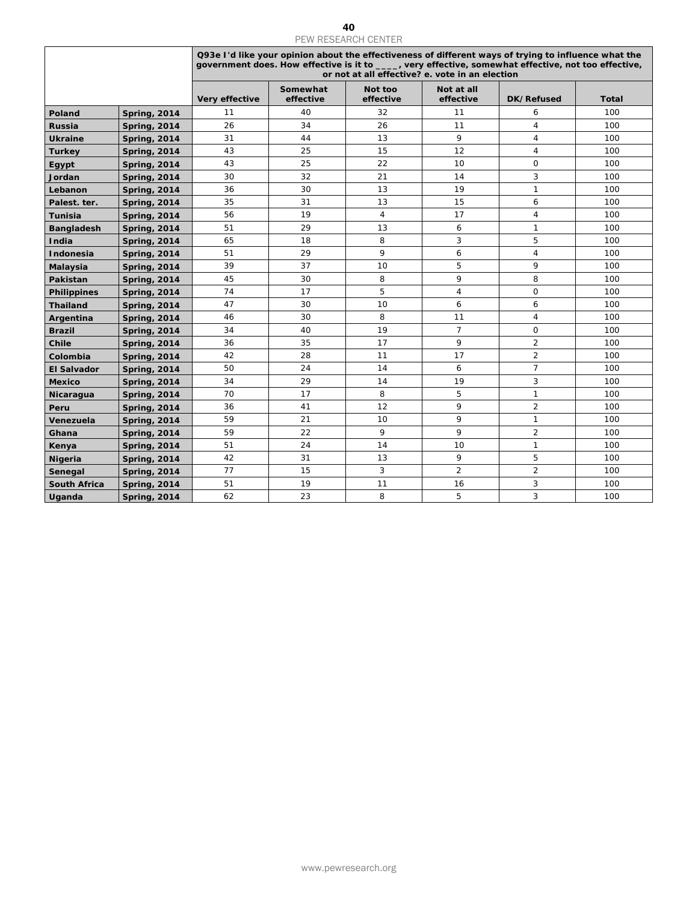| | | Q93e I'd like your opinion about the effectiveness of different ways of trying to influence what the government does. How effective is it to ____, very effective, somewhat effective, not too effective, or not at all effective? e. vote in an election | | | | | |
|---|---|---|---|---|---|---|---|
| | | Very effective | Somewhat effective | Not too effective | Not at all effective | DK/Refused | Total |
| **Poland** | **Spring, 2014** | 11 | 40 | 32 | 11 | 6 | 100 |
| **Russia** | **Spring, 2014** | 26 | 34 | 26 | 11 | 4 | 100 |
| **Ukraine** | **Spring, 2014** | 31 | 44 | 13 | 9 | 4 | 100 |
| **Turkey** | **Spring, 2014** | 43 | 25 | 15 | 12 | 4 | 100 |
| **Egypt** | **Spring, 2014** | 43 | 25 | 22 | 10 | 0 | 100 |
| **Jordan** | **Spring, 2014** | 30 | 32 | 21 | 14 | 3 | 100 |
| **Lebanon** | **Spring, 2014** | 36 | 30 | 13 | 19 | 1 | 100 |
| **Palest. ter.** | **Spring, 2014** | 35 | 31 | 13 | 15 | 6 | 100 |
| **Tunisia** | **Spring, 2014** | 56 | 19 | 4 | 17 | 4 | 100 |
| **Bangladesh** | **Spring, 2014** | 51 | 29 | 13 | 6 | 1 | 100 |
| **India** | **Spring, 2014** | 65 | 18 | 8 | 3 | 5 | 100 |
| **Indonesia** | **Spring, 2014** | 51 | 29 | 9 | 6 | 4 | 100 |
| **Malaysia** | **Spring, 2014** | 39 | 37 | 10 | 5 | 9 | 100 |
| **Pakistan** | **Spring, 2014** | 45 | 30 | 8 | 9 | 8 | 100 |
| **Philippines** | **Spring, 2014** | 74 | 17 | 5 | 4 | 0 | 100 |
| **Thailand** | **Spring, 2014** | 47 | 30 | 10 | 6 | 6 | 100 |
| **Argentina** | **Spring, 2014** | 46 | 30 | 8 | 11 | 4 | 100 |
| **Brazil** | **Spring, 2014** | 34 | 40 | 19 | 7 | 0 | 100 |
| **Chile** | **Spring, 2014** | 36 | 35 | 17 | 9 | 2 | 100 |
| **Colombia** | **Spring, 2014** | 42 | 28 | 11 | 17 | 2 | 100 |
| **El Salvador** | **Spring, 2014** | 50 | 24 | 14 | 6 | 7 | 100 |
| **Mexico** | **Spring, 2014** | 34 | 29 | 14 | 19 | 3 | 100 |
| **Nicaragua** | **Spring, 2014** | 70 | 17 | 8 | 5 | 1 | 100 |
| **Peru** | **Spring, 2014** | 36 | 41 | 12 | 9 | 2 | 100 |
| **Venezuela** | **Spring, 2014** | 59 | 21 | 10 | 9 | 1 | 100 |
| **Ghana** | **Spring, 2014** | 59 | 22 | 9 | 9 | 2 | 100 |
| **Kenya** | **Spring, 2014** | 51 | 24 | 14 | 10 | 1 | 100 |
| **Nigeria** | **Spring, 2014** | 42 | 31 | 13 | 9 | 5 | 100 |
| **Senegal** | **Spring, 2014** | 77 | 15 | 3 | 2 | 2 | 100 |
| **South Africa** | **Spring, 2014** | 51 | 19 | 11 | 16 | 3 | 100 |
| **Uganda** | **Spring, 2014** | 62 | 23 | 8 | 5 | 3 | 100 |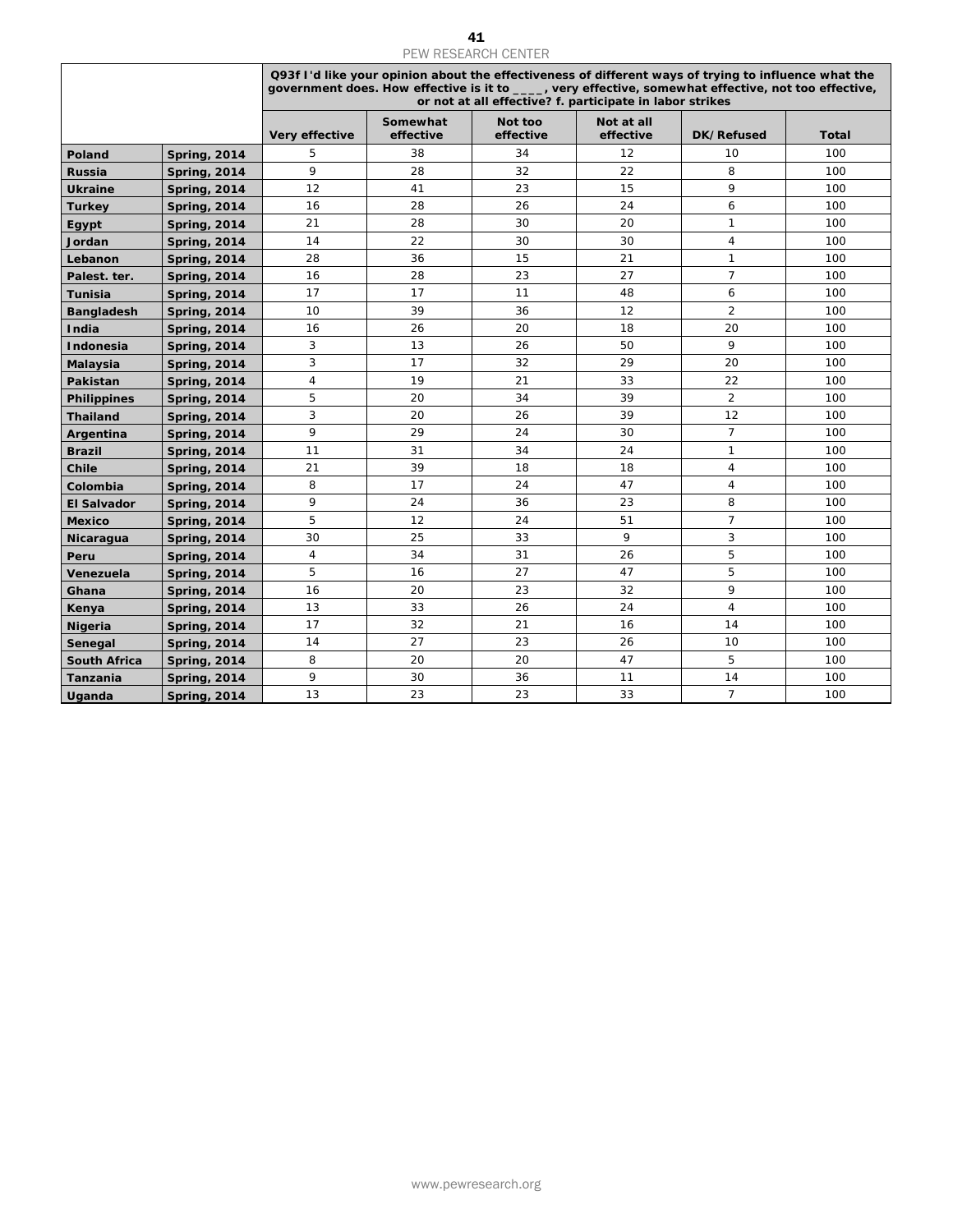| | | Q93f I'd like your opinion about the effectiveness of different ways of trying to influence what the government does. How effective is it to ____, very effective, somewhat effective, not too effective, or not at all effective? f. participate in labor strikes | | | | | |
|---|---|---|---|---|---|---|---|
| | | Very effective | Somewhat effective | Not too effective | Not at all effective | DK/Refused | Total |
| Poland | Spring, 2014 | 5 | 38 | 34 | 12 | 10 | 100 |
| Russia | Spring, 2014 | 9 | 28 | 32 | 22 | 8 | 100 |
| Ukraine | Spring, 2014 | 12 | 41 | 23 | 15 | 9 | 100 |
| Turkey | Spring, 2014 | 16 | 28 | 26 | 24 | 6 | 100 |
| Egypt | Spring, 2014 | 21 | 28 | 30 | 20 | 1 | 100 |
| Jordan | Spring, 2014 | 14 | 22 | 30 | 30 | 4 | 100 |
| Lebanon | Spring, 2014 | 28 | 36 | 15 | 21 | 1 | 100 |
| Palest. ter. | Spring, 2014 | 16 | 28 | 23 | 27 | 7 | 100 |
| Tunisia | Spring, 2014 | 17 | 17 | 11 | 48 | 6 | 100 |
| Bangladesh | Spring, 2014 | 10 | 39 | 36 | 12 | 2 | 100 |
| India | Spring, 2014 | 16 | 26 | 20 | 18 | 20 | 100 |
| Indonesia | Spring, 2014 | 3 | 13 | 26 | 50 | 9 | 100 |
| Malaysia | Spring, 2014 | 3 | 17 | 32 | 29 | 20 | 100 |
| Pakistan | Spring, 2014 | 4 | 19 | 21 | 33 | 22 | 100 |
| Philippines | Spring, 2014 | 5 | 20 | 34 | 39 | 2 | 100 |
| Thailand | Spring, 2014 | 3 | 20 | 26 | 39 | 12 | 100 |
| Argentina | Spring, 2014 | 9 | 29 | 24 | 30 | 7 | 100 |
| Brazil | Spring, 2014 | 11 | 31 | 34 | 24 | 1 | 100 |
| Chile | Spring, 2014 | 21 | 39 | 18 | 18 | 4 | 100 |
| Colombia | Spring, 2014 | 8 | 17 | 24 | 47 | 4 | 100 |
| El Salvador | Spring, 2014 | 9 | 24 | 36 | 23 | 8 | 100 |
| Mexico | Spring, 2014 | 5 | 12 | 24 | 51 | 7 | 100 |
| Nicaragua | Spring, 2014 | 30 | 25 | 33 | 9 | 3 | 100 |
| Peru | Spring, 2014 | 4 | 34 | 31 | 26 | 5 | 100 |
| Venezuela | Spring, 2014 | 5 | 16 | 27 | 47 | 5 | 100 |
| Ghana | Spring, 2014 | 16 | 20 | 23 | 32 | 9 | 100 |
| Kenya | Spring, 2014 | 13 | 33 | 26 | 24 | 4 | 100 |
| Nigeria | Spring, 2014 | 17 | 32 | 21 | 16 | 14 | 100 |
| Senegal | Spring, 2014 | 14 | 27 | 23 | 26 | 10 | 100 |
| South Africa | Spring, 2014 | 8 | 20 | 20 | 47 | 5 | 100 |
| Tanzania | Spring, 2014 | 9 | 30 | 36 | 11 | 14 | 100 |
| Uganda | Spring, 2014 | 13 | 23 | 23 | 33 | 7 | 100 |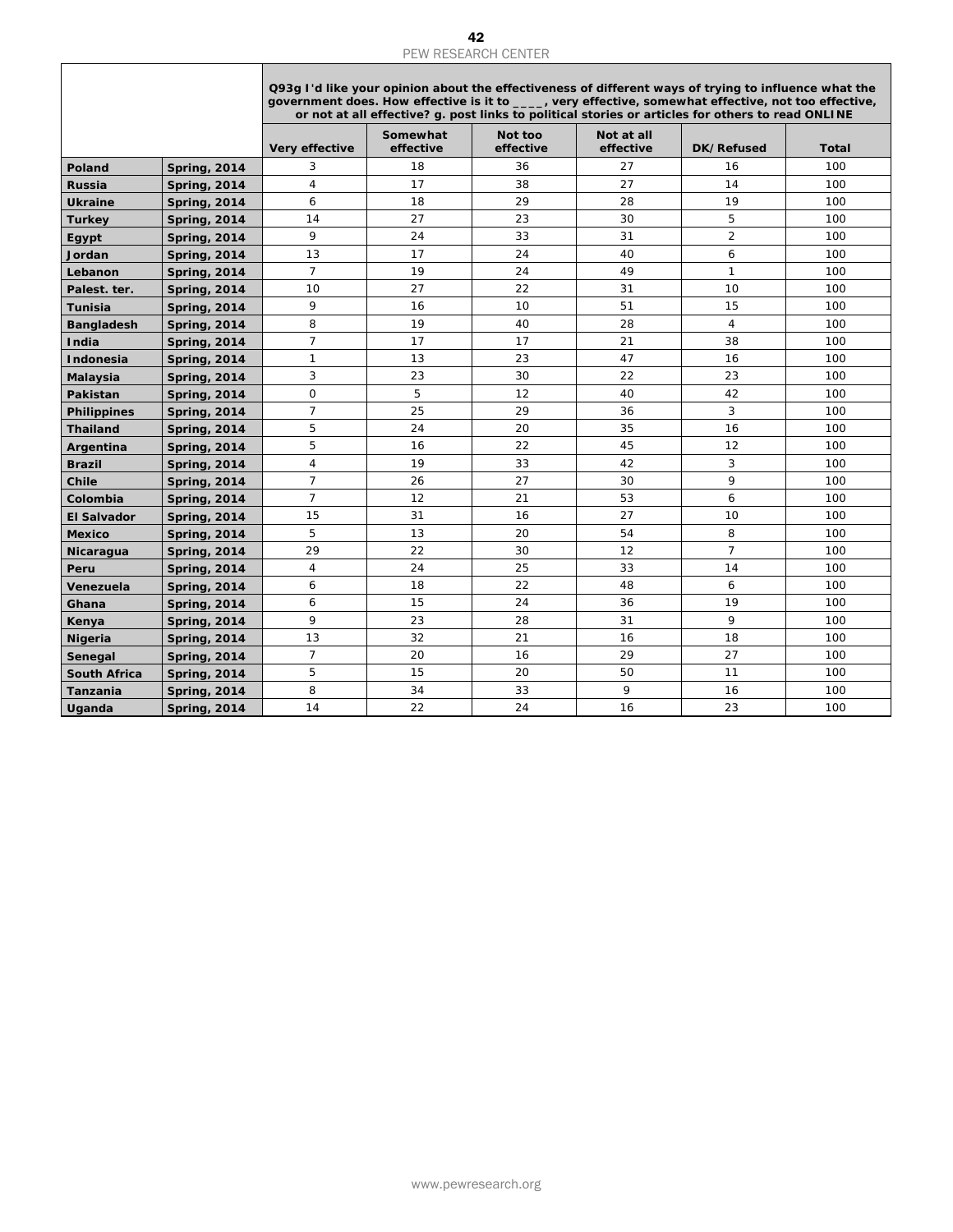| | | Q93g I'd like your opinion about the effectiveness of different ways of trying to influence what the government does. How effective is it to ____, very effective, somewhat effective, not too effective, or not at all effective? g. post links to political stories or articles for others to read ONLINE | | | | | |
|---|---|---|---|---|---|---|---|
| | | Very effective | Somewhat effective | Not too effective | Not at all effective | DK/Refused | Total |
| **Poland** | **Spring, 2014** | 3 | 18 | 36 | 27 | 16 | 100 |
| **Russia** | **Spring, 2014** | 4 | 17 | 38 | 27 | 14 | 100 |
| **Ukraine** | **Spring, 2014** | 6 | 18 | 29 | 28 | 19 | 100 |
| **Turkey** | **Spring, 2014** | 14 | 27 | 23 | 30 | 5 | 100 |
| **Egypt** | **Spring, 2014** | 9 | 24 | 33 | 31 | 2 | 100 |
| **Jordan** | **Spring, 2014** | 13 | 17 | 24 | 40 | 6 | 100 |
| **Lebanon** | **Spring, 2014** | 7 | 19 | 24 | 49 | 1 | 100 |
| **Palest. ter.** | **Spring, 2014** | 10 | 27 | 22 | 31 | 10 | 100 |
| **Tunisia** | **Spring, 2014** | 9 | 16 | 10 | 51 | 15 | 100 |
| **Bangladesh** | **Spring, 2014** | 8 | 19 | 40 | 28 | 4 | 100 |
| **India** | **Spring, 2014** | 7 | 17 | 17 | 21 | 38 | 100 |
| **Indonesia** | **Spring, 2014** | 1 | 13 | 23 | 47 | 16 | 100 |
| **Malaysia** | **Spring, 2014** | 3 | 23 | 30 | 22 | 23 | 100 |
| **Pakistan** | **Spring, 2014** | 0 | 5 | 12 | 40 | 42 | 100 |
| **Philippines** | **Spring, 2014** | 7 | 25 | 29 | 36 | 3 | 100 |
| **Thailand** | **Spring, 2014** | 5 | 24 | 20 | 35 | 16 | 100 |
| **Argentina** | **Spring, 2014** | 5 | 16 | 22 | 45 | 12 | 100 |
| **Brazil** | **Spring, 2014** | 4 | 19 | 33 | 42 | 3 | 100 |
| **Chile** | **Spring, 2014** | 7 | 26 | 27 | 30 | 9 | 100 |
| **Colombia** | **Spring, 2014** | 7 | 12 | 21 | 53 | 6 | 100 |
| **El Salvador** | **Spring, 2014** | 15 | 31 | 16 | 27 | 10 | 100 |
| **Mexico** | **Spring, 2014** | 5 | 13 | 20 | 54 | 8 | 100 |
| **Nicaragua** | **Spring, 2014** | 29 | 22 | 30 | 12 | 7 | 100 |
| **Peru** | **Spring, 2014** | 4 | 24 | 25 | 33 | 14 | 100 |
| **Venezuela** | **Spring, 2014** | 6 | 18 | 22 | 48 | 6 | 100 |
| **Ghana** | **Spring, 2014** | 6 | 15 | 24 | 36 | 19 | 100 |
| **Kenya** | **Spring, 2014** | 9 | 23 | 28 | 31 | 9 | 100 |
| **Nigeria** | **Spring, 2014** | 13 | 32 | 21 | 16 | 18 | 100 |
| **Senegal** | **Spring, 2014** | 7 | 20 | 16 | 29 | 27 | 100 |
| **South Africa** | **Spring, 2014** | 5 | 15 | 20 | 50 | 11 | 100 |
| **Tanzania** | **Spring, 2014** | 8 | 34 | 33 | 9 | 16 | 100 |
| **Uganda** | **Spring, 2014** | 14 | 22 | 24 | 16 | 23 | 100 |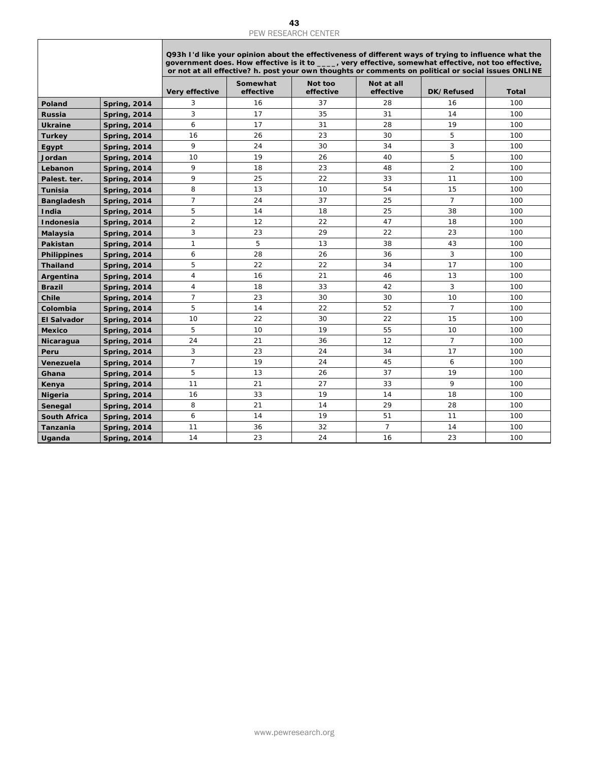| | | Q93h I'd like your opinion about the effectiveness of different ways of trying to influence what the government does. How effective is it to ____, very effective, somewhat effective, not too effective, or not at all effective? h. post your own thoughts or comments on political or social issues ONLINE | | | | | |
|---|---|---|---|---|---|---|---|
| | | Very effective | Somewhat effective | Not too effective | Not at all effective | DK/Refused | Total |
| **Poland** | **Spring, 2014** | 3 | 16 | 37 | 28 | 16 | 100 |
| **Russia** | **Spring, 2014** | 3 | 17 | 35 | 31 | 14 | 100 |
| **Ukraine** | **Spring, 2014** | 6 | 17 | 31 | 28 | 19 | 100 |
| **Turkey** | **Spring, 2014** | 16 | 26 | 23 | 30 | 5 | 100 |
| **Egypt** | **Spring, 2014** | 9 | 24 | 30 | 34 | 3 | 100 |
| **Jordan** | **Spring, 2014** | 10 | 19 | 26 | 40 | 5 | 100 |
| **Lebanon** | **Spring, 2014** | 9 | 18 | 23 | 48 | 2 | 100 |
| **Palest. ter.** | **Spring, 2014** | 9 | 25 | 22 | 33 | 11 | 100 |
| **Tunisia** | **Spring, 2014** | 8 | 13 | 10 | 54 | 15 | 100 |
| **Bangladesh** | **Spring, 2014** | 7 | 24 | 37 | 25 | 7 | 100 |
| **India** | **Spring, 2014** | 5 | 14 | 18 | 25 | 38 | 100 |
| **Indonesia** | **Spring, 2014** | 2 | 12 | 22 | 47 | 18 | 100 |
| **Malaysia** | **Spring, 2014** | 3 | 23 | 29 | 22 | 23 | 100 |
| **Pakistan** | **Spring, 2014** | 1 | 5 | 13 | 38 | 43 | 100 |
| **Philippines** | **Spring, 2014** | 6 | 28 | 26 | 36 | 3 | 100 |
| **Thailand** | **Spring, 2014** | 5 | 22 | 22 | 34 | 17 | 100 |
| **Argentina** | **Spring, 2014** | 4 | 16 | 21 | 46 | 13 | 100 |
| **Brazil** | **Spring, 2014** | 4 | 18 | 33 | 42 | 3 | 100 |
| **Chile** | **Spring, 2014** | 7 | 23 | 30 | 30 | 10 | 100 |
| **Colombia** | **Spring, 2014** | 5 | 14 | 22 | 52 | 7 | 100 |
| **El Salvador** | **Spring, 2014** | 10 | 22 | 30 | 22 | 15 | 100 |
| **Mexico** | **Spring, 2014** | 5 | 10 | 19 | 55 | 10 | 100 |
| **Nicaragua** | **Spring, 2014** | 24 | 21 | 36 | 12 | 7 | 100 |
| **Peru** | **Spring, 2014** | 3 | 23 | 24 | 34 | 17 | 100 |
| **Venezuela** | **Spring, 2014** | 7 | 19 | 24 | 45 | 6 | 100 |
| **Ghana** | **Spring, 2014** | 5 | 13 | 26 | 37 | 19 | 100 |
| **Kenya** | **Spring, 2014** | 11 | 21 | 27 | 33 | 9 | 100 |
| **Nigeria** | **Spring, 2014** | 16 | 33 | 19 | 14 | 18 | 100 |
| **Senegal** | **Spring, 2014** | 8 | 21 | 14 | 29 | 28 | 100 |
| **South Africa** | **Spring, 2014** | 6 | 14 | 19 | 51 | 11 | 100 |
| **Tanzania** | **Spring, 2014** | 11 | 36 | 32 | 7 | 14 | 100 |
| **Uganda** | **Spring, 2014** | 14 | 23 | 24 | 16 | 23 | 100 |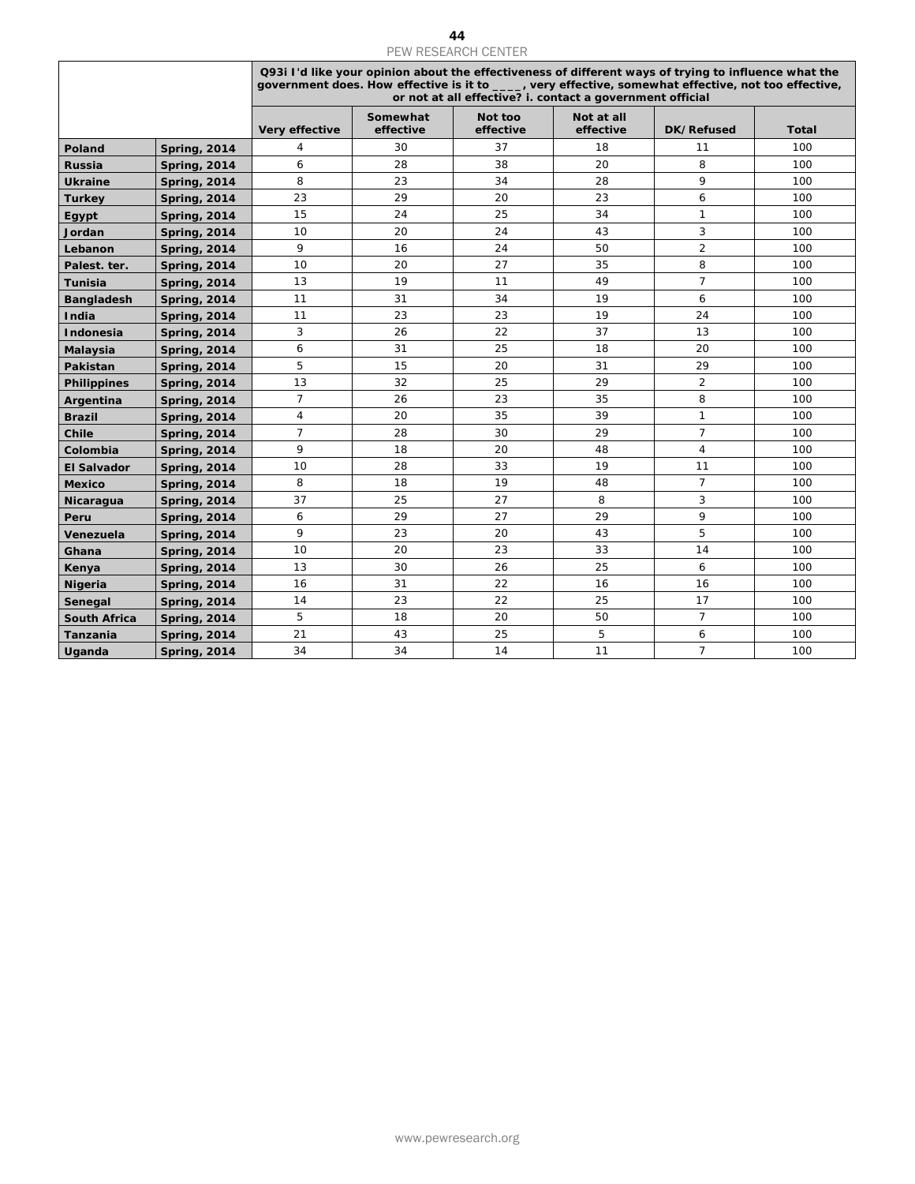| | | Q93i I'd like your opinion about the effectiveness of different ways of trying to influence what the government does. How effective is it to ____, very effective, somewhat effective, not too effective, or not at all effective? i. contact a government official | | | | | |
|---|---|---|---|---|---|---|---|
| | | Very effective | Somewhat effective | Not too effective | Not at all effective | DK/Refused | Total |
| **Poland** | **Spring, 2014** | 4 | 30 | 37 | 18 | 11 | 100 |
| **Russia** | **Spring, 2014** | 6 | 28 | 38 | 20 | 8 | 100 |
| **Ukraine** | **Spring, 2014** | 8 | 23 | 34 | 28 | 9 | 100 |
| **Turkey** | **Spring, 2014** | 23 | 29 | 20 | 23 | 6 | 100 |
| **Egypt** | **Spring, 2014** | 15 | 24 | 25 | 34 | 1 | 100 |
| **Jordan** | **Spring, 2014** | 10 | 20 | 24 | 43 | 3 | 100 |
| **Lebanon** | **Spring, 2014** | 9 | 16 | 24 | 50 | 2 | 100 |
| **Palest. ter.** | **Spring, 2014** | 10 | 20 | 27 | 35 | 8 | 100 |
| **Tunisia** | **Spring, 2014** | 13 | 19 | 11 | 49 | 7 | 100 |
| **Bangladesh** | **Spring, 2014** | 11 | 31 | 34 | 19 | 6 | 100 |
| **India** | **Spring, 2014** | 11 | 23 | 23 | 19 | 24 | 100 |
| **Indonesia** | **Spring, 2014** | 3 | 26 | 22 | 37 | 13 | 100 |
| **Malaysia** | **Spring, 2014** | 6 | 31 | 25 | 18 | 20 | 100 |
| **Pakistan** | **Spring, 2014** | 5 | 15 | 20 | 31 | 29 | 100 |
| **Philippines** | **Spring, 2014** | 13 | 32 | 25 | 29 | 2 | 100 |
| **Argentina** | **Spring, 2014** | 7 | 26 | 23 | 35 | 8 | 100 |
| **Brazil** | **Spring, 2014** | 4 | 20 | 35 | 39 | 1 | 100 |
| **Chile** | **Spring, 2014** | 7 | 28 | 30 | 29 | 7 | 100 |
| **Colombia** | **Spring, 2014** | 9 | 18 | 20 | 48 | 4 | 100 |
| **El Salvador** | **Spring, 2014** | 10 | 28 | 33 | 19 | 11 | 100 |
| **Mexico** | **Spring, 2014** | 8 | 18 | 19 | 48 | 7 | 100 |
| **Nicaragua** | **Spring, 2014** | 37 | 25 | 27 | 8 | 3 | 100 |
| **Peru** | **Spring, 2014** | 6 | 29 | 27 | 29 | 9 | 100 |
| **Venezuela** | **Spring, 2014** | 9 | 23 | 20 | 43 | 5 | 100 |
| **Ghana** | **Spring, 2014** | 10 | 20 | 23 | 33 | 14 | 100 |
| **Kenya** | **Spring, 2014** | 13 | 30 | 26 | 25 | 6 | 100 |
| **Nigeria** | **Spring, 2014** | 16 | 31 | 22 | 16 | 16 | 100 |
| **Senegal** | **Spring, 2014** | 14 | 23 | 22 | 25 | 17 | 100 |
| **South Africa** | **Spring, 2014** | 5 | 18 | 20 | 50 | 7 | 100 |
| **Tanzania** | **Spring, 2014** | 21 | 43 | 25 | 5 | 6 | 100 |
| **Uganda** | **Spring, 2014** | 34 | 34 | 14 | 11 | 7 | 100 |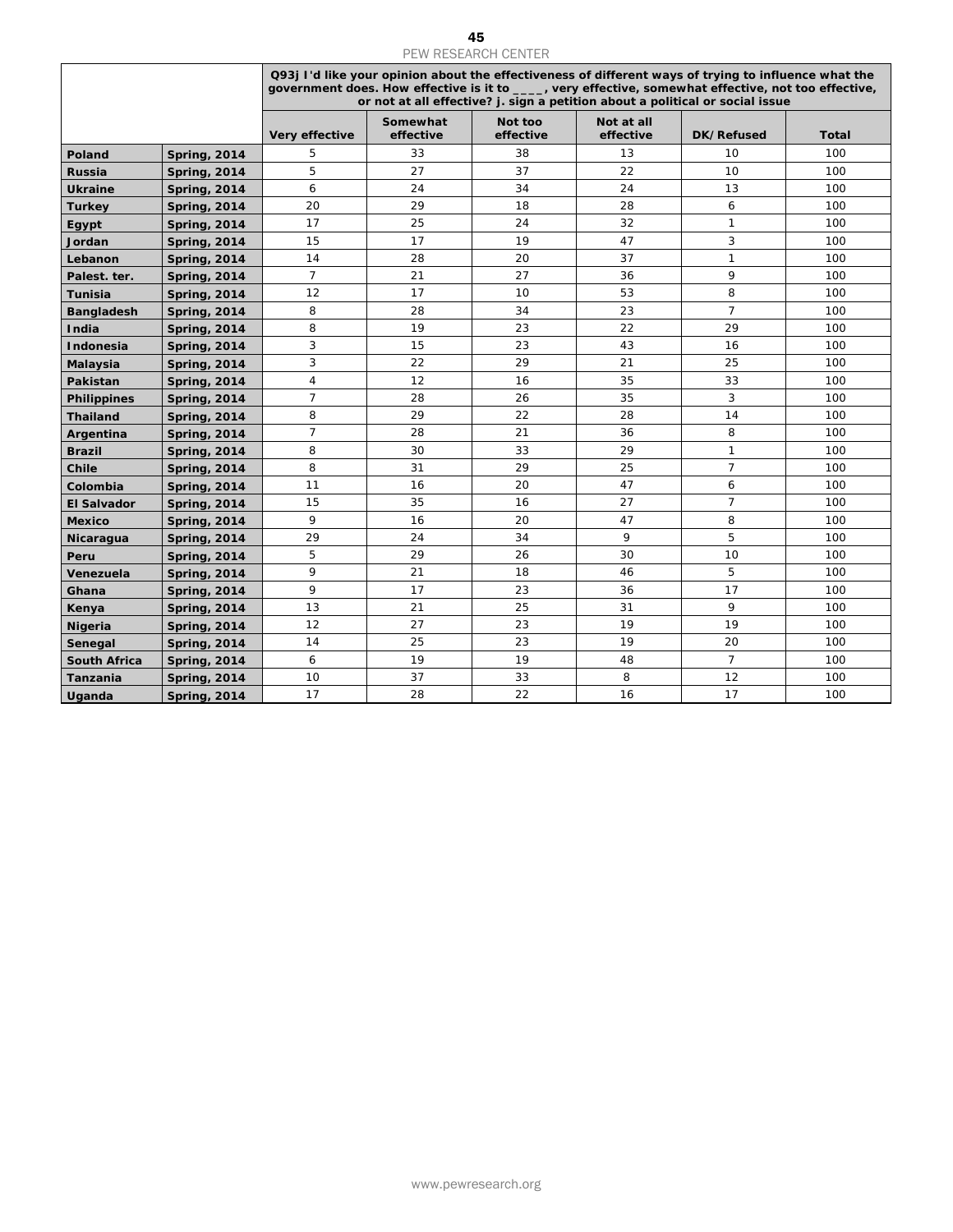| | | Q93j I'd like your opinion about the effectiveness of different ways of trying to influence what the government does. How effective is it to ____, very effective, somewhat effective, not too effective, or not at all effective? j. sign a petition about a political or social issue | | | | | |
|---|---|---|---|---|---|---|---|
| | | Very effective | Somewhat effective | Not too effective | Not at all effective | DK/Refused | Total |
| **Poland** | **Spring, 2014** | 5 | 33 | 38 | 13 | 10 | 100 |
| **Russia** | **Spring, 2014** | 5 | 27 | 37 | 22 | 10 | 100 |
| **Ukraine** | **Spring, 2014** | 6 | 24 | 34 | 24 | 13 | 100 |
| **Turkey** | **Spring, 2014** | 20 | 29 | 18 | 28 | 6 | 100 |
| **Egypt** | **Spring, 2014** | 17 | 25 | 24 | 32 | 1 | 100 |
| **Jordan** | **Spring, 2014** | 15 | 17 | 19 | 47 | 3 | 100 |
| **Lebanon** | **Spring, 2014** | 14 | 28 | 20 | 37 | 1 | 100 |
| **Palest. ter.** | **Spring, 2014** | 7 | 21 | 27 | 36 | 9 | 100 |
| **Tunisia** | **Spring, 2014** | 12 | 17 | 10 | 53 | 8 | 100 |
| **Bangladesh** | **Spring, 2014** | 8 | 28 | 34 | 23 | 7 | 100 |
| **India** | **Spring, 2014** | 8 | 19 | 23 | 22 | 29 | 100 |
| **Indonesia** | **Spring, 2014** | 3 | 15 | 23 | 43 | 16 | 100 |
| **Malaysia** | **Spring, 2014** | 3 | 22 | 29 | 21 | 25 | 100 |
| **Pakistan** | **Spring, 2014** | 4 | 12 | 16 | 35 | 33 | 100 |
| **Philippines** | **Spring, 2014** | 7 | 28 | 26 | 35 | 3 | 100 |
| **Thailand** | **Spring, 2014** | 8 | 29 | 22 | 28 | 14 | 100 |
| **Argentina** | **Spring, 2014** | 7 | 28 | 21 | 36 | 8 | 100 |
| **Brazil** | **Spring, 2014** | 8 | 30 | 33 | 29 | 1 | 100 |
| **Chile** | **Spring, 2014** | 8 | 31 | 29 | 25 | 7 | 100 |
| **Colombia** | **Spring, 2014** | 11 | 16 | 20 | 47 | 6 | 100 |
| **El Salvador** | **Spring, 2014** | 15 | 35 | 16 | 27 | 7 | 100 |
| **Mexico** | **Spring, 2014** | 9 | 16 | 20 | 47 | 8 | 100 |
| **Nicaragua** | **Spring, 2014** | 29 | 24 | 34 | 9 | 5 | 100 |
| **Peru** | **Spring, 2014** | 5 | 29 | 26 | 30 | 10 | 100 |
| **Venezuela** | **Spring, 2014** | 9 | 21 | 18 | 46 | 5 | 100 |
| **Ghana** | **Spring, 2014** | 9 | 17 | 23 | 36 | 17 | 100 |
| **Kenya** | **Spring, 2014** | 13 | 21 | 25 | 31 | 9 | 100 |
| **Nigeria** | **Spring, 2014** | 12 | 27 | 23 | 19 | 19 | 100 |
| **Senegal** | **Spring, 2014** | 14 | 25 | 23 | 19 | 20 | 100 |
| **South Africa** | **Spring, 2014** | 6 | 19 | 19 | 48 | 7 | 100 |
| **Tanzania** | **Spring, 2014** | 10 | 37 | 33 | 8 | 12 | 100 |
| **Uganda** | **Spring, 2014** | 17 | 28 | 22 | 16 | 17 | 100 |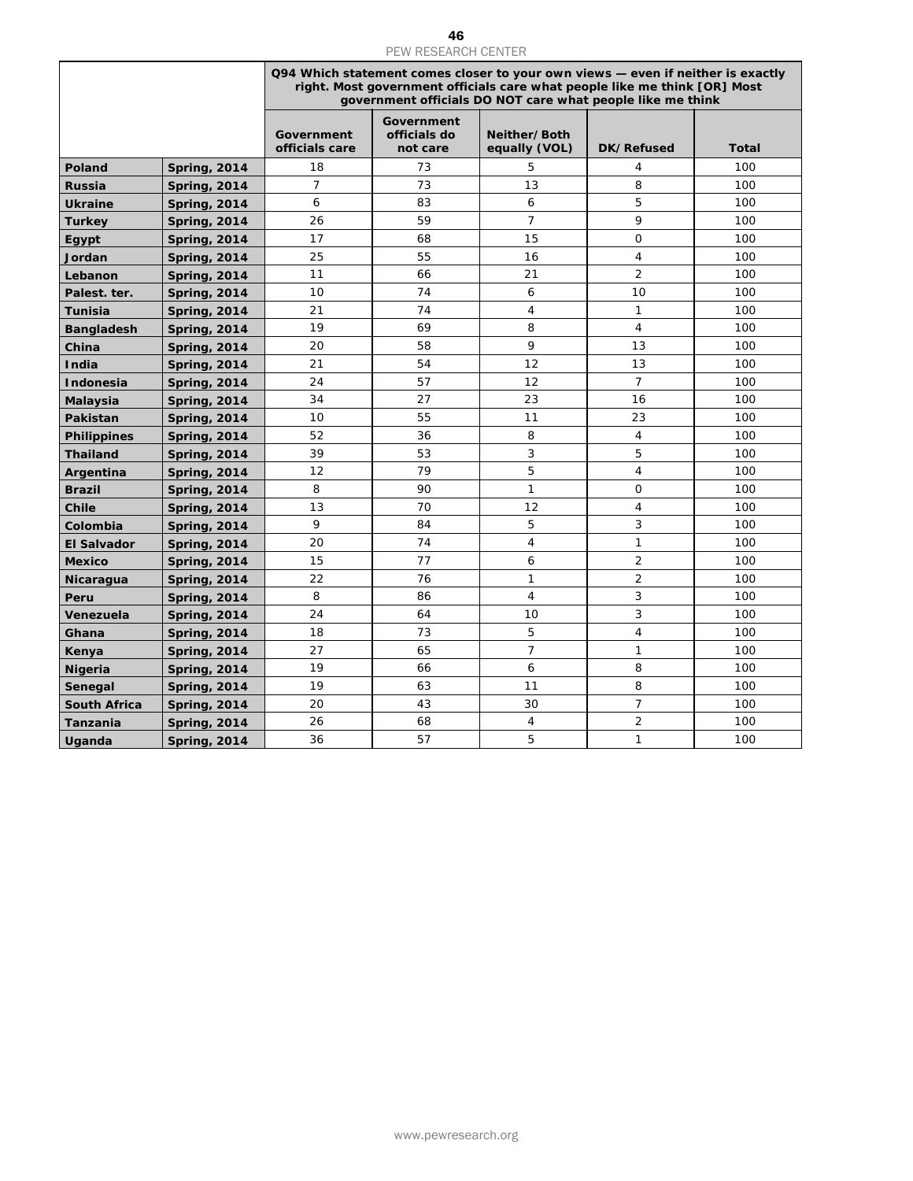| | | Q94 Which statement comes closer to your own views — even if neither is exactly right. Most government officials care what people like me think [OR] Most government officials DO NOT care what people like me think | | | | |
|---|---|---|---|---|---|---|
| | | Government officials care | Government officials do not care | Neither/Both equally (VOL) | DK/Refused | Total |
| **Poland** | **Spring, 2014** | 18 | 73 | 5 | 4 | 100 |
| **Russia** | **Spring, 2014** | 7 | 73 | 13 | 8 | 100 |
| **Ukraine** | **Spring, 2014** | 6 | 83 | 6 | 5 | 100 |
| **Turkey** | **Spring, 2014** | 26 | 59 | 7 | 9 | 100 |
| **Egypt** | **Spring, 2014** | 17 | 68 | 15 | 0 | 100 |
| **Jordan** | **Spring, 2014** | 25 | 55 | 16 | 4 | 100 |
| **Lebanon** | **Spring, 2014** | 11 | 66 | 21 | 2 | 100 |
| **Palest. ter.** | **Spring, 2014** | 10 | 74 | 6 | 10 | 100 |
| **Tunisia** | **Spring, 2014** | 21 | 74 | 4 | 1 | 100 |
| **Bangladesh** | **Spring, 2014** | 19 | 69 | 8 | 4 | 100 |
| **China** | **Spring, 2014** | 20 | 58 | 9 | 13 | 100 |
| **India** | **Spring, 2014** | 21 | 54 | 12 | 13 | 100 |
| **Indonesia** | **Spring, 2014** | 24 | 57 | 12 | 7 | 100 |
| **Malaysia** | **Spring, 2014** | 34 | 27 | 23 | 16 | 100 |
| **Pakistan** | **Spring, 2014** | 10 | 55 | 11 | 23 | 100 |
| **Philippines** | **Spring, 2014** | 52 | 36 | 8 | 4 | 100 |
| **Thailand** | **Spring, 2014** | 39 | 53 | 3 | 5 | 100 |
| **Argentina** | **Spring, 2014** | 12 | 79 | 5 | 4 | 100 |
| **Brazil** | **Spring, 2014** | 8 | 90 | 1 | 0 | 100 |
| **Chile** | **Spring, 2014** | 13 | 70 | 12 | 4 | 100 |
| **Colombia** | **Spring, 2014** | 9 | 84 | 5 | 3 | 100 |
| **El Salvador** | **Spring, 2014** | 20 | 74 | 4 | 1 | 100 |
| **Mexico** | **Spring, 2014** | 15 | 77 | 6 | 2 | 100 |
| **Nicaragua** | **Spring, 2014** | 22 | 76 | 1 | 2 | 100 |
| **Peru** | **Spring, 2014** | 8 | 86 | 4 | 3 | 100 |
| **Venezuela** | **Spring, 2014** | 24 | 64 | 10 | 3 | 100 |
| **Ghana** | **Spring, 2014** | 18 | 73 | 5 | 4 | 100 |
| **Kenya** | **Spring, 2014** | 27 | 65 | 7 | 1 | 100 |
| **Nigeria** | **Spring, 2014** | 19 | 66 | 6 | 8 | 100 |
| **Senegal** | **Spring, 2014** | 19 | 63 | 11 | 8 | 100 |
| **South Africa** | **Spring, 2014** | 20 | 43 | 30 | 7 | 100 |
| **Tanzania** | **Spring, 2014** | 26 | 68 | 4 | 2 | 100 |
| **Uganda** | **Spring, 2014** | 36 | 57 | 5 | 1 | 100 |